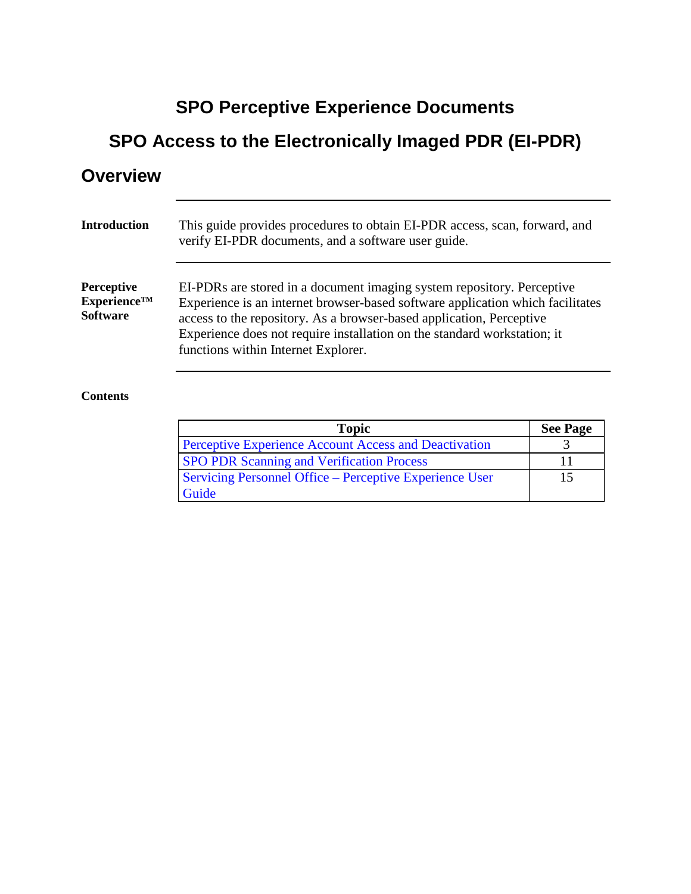# SPO Perceptive Experience Documents

# SPO Access to the Electronically Imaged PDR (EI-PDR)

## Overview

**Introduction**

This guide provides procedures to obtain EI-PDR access, scan, forward, and verify EI-PDR documents, and a software user guide.

**Perceptive Experience™ Software**

EI-PDRs are stored in a document imaging system repository. Perceptive Experience is an internet browser-based software application which facilitates access to the repository. As a browser-based application, Perceptive Experience does not require installation on the standard workstation; it functions within Internet Explorer.

**Contents**

| Topic | See Page |
|---|---|
| Perceptive Experience Account Access and Deactivation | 3 |
| SPO PDR Scanning and Verification Process | 11 |
| Servicing Personnel Office – Perceptive Experience User Guide | 15 |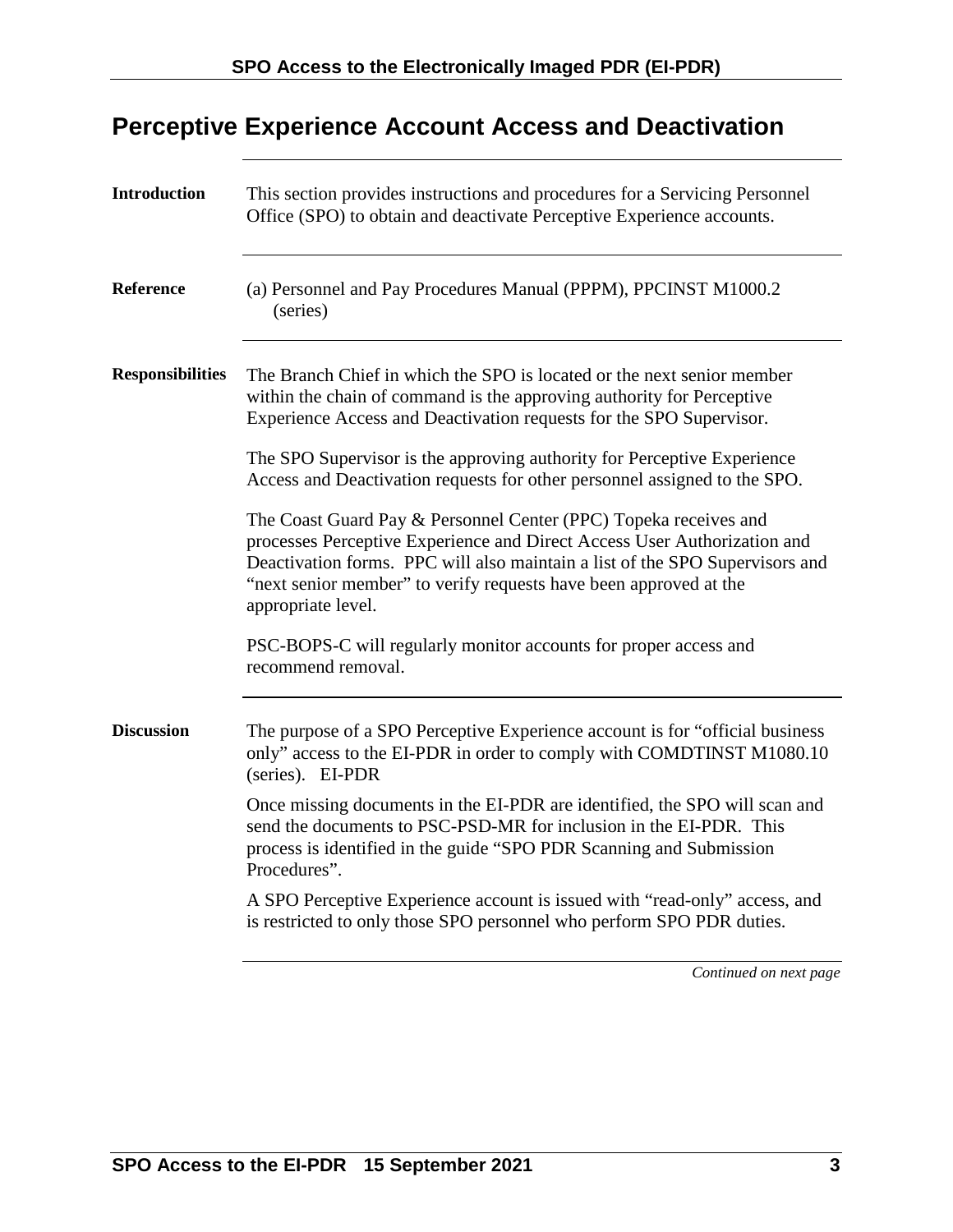# Perceptive Experience Account Access and Deactivation

**Introduction**

This section provides instructions and procedures for a Servicing Personnel Office (SPO) to obtain and deactivate Perceptive Experience accounts.

**Reference**

(a) Personnel and Pay Procedures Manual (PPPM), PPCINST M1000.2 (series)

**Responsibilities**

The Branch Chief in which the SPO is located or the next senior member within the chain of command is the approving authority for Perceptive Experience Access and Deactivation requests for the SPO Supervisor.

The SPO Supervisor is the approving authority for Perceptive Experience Access and Deactivation requests for other personnel assigned to the SPO.

The Coast Guard Pay & Personnel Center (PPC) Topeka receives and processes Perceptive Experience and Direct Access User Authorization and Deactivation forms. PPC will also maintain a list of the SPO Supervisors and "next senior member" to verify requests have been approved at the appropriate level.

PSC-BOPS-C will regularly monitor accounts for proper access and recommend removal.

**Discussion**

The purpose of a SPO Perceptive Experience account is for "official business only" access to the EI-PDR in order to comply with COMDTINST M1080.10 (series). EI-PDR

Once missing documents in the EI-PDR are identified, the SPO will scan and send the documents to PSC-PSD-MR for inclusion in the EI-PDR. This process is identified in the guide "SPO PDR Scanning and Submission Procedures".

A SPO Perceptive Experience account is issued with "read-only" access, and is restricted to only those SPO personnel who perform SPO PDR duties.

*Continued on next page*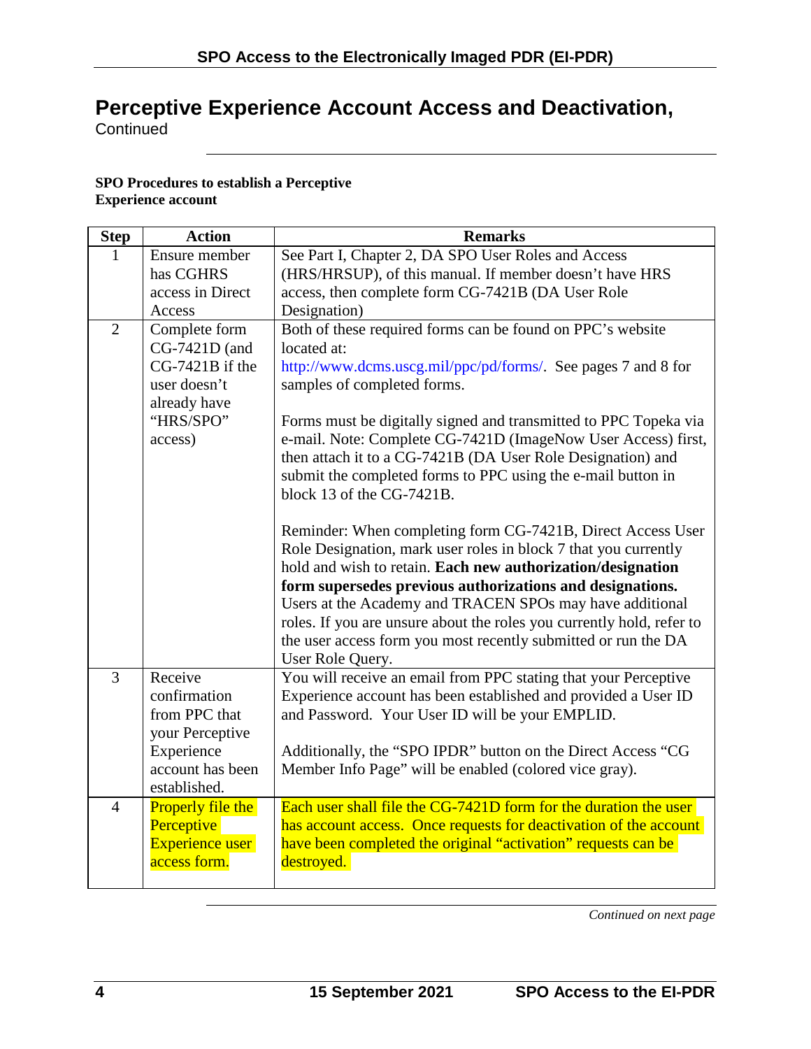# Perceptive Experience Account Access and Deactivation, Continued

**SPO Procedures to establish a Perceptive Experience account**

| Step | Action | Remarks |
|---|---|---|
| 1 | Ensure member has CGHRS access in Direct Access | See Part I, Chapter 2, DA SPO User Roles and Access (HRS/HRSUP), of this manual. If member doesn't have HRS access, then complete form CG-7421B (DA User Role Designation) |
| 2 | Complete form CG-7421D (and CG-7421B if the user doesn't already have "HRS/SPO" access) | Both of these required forms can be found on PPC's website located at: http://www.dcms.uscg.mil/ppc/pd/forms/. See pages 7 and 8 for samples of completed forms.<br><br>Forms must be digitally signed and transmitted to PPC Topeka via e-mail. Note: Complete CG-7421D (ImageNow User Access) first, then attach it to a CG-7421B (DA User Role Designation) and submit the completed forms to PPC using the e-mail button in block 13 of the CG-7421B.<br><br>Reminder: When completing form CG-7421B, Direct Access User Role Designation, mark user roles in block 7 that you currently hold and wish to retain. **Each new authorization/designation form supersedes previous authorizations and designations.** Users at the Academy and TRACEN SPOs may have additional roles. If you are unsure about the roles you currently hold, refer to the user access form you most recently submitted or run the DA User Role Query. |
| 3 | Receive confirmation from PPC that your Perceptive Experience account has been established. | You will receive an email from PPC stating that your Perceptive Experience account has been established and provided a User ID and Password. Your User ID will be your EMPLID.<br><br>Additionally, the "SPO IPDR" button on the Direct Access "CG Member Info Page" will be enabled (colored vice gray). |
| 4 | Properly file the Perceptive Experience user access form. | Each user shall file the CG-7421D form for the duration the user has account access. Once requests for deactivation of the account have been completed the original "activation" requests can be destroyed. |

*Continued on next page*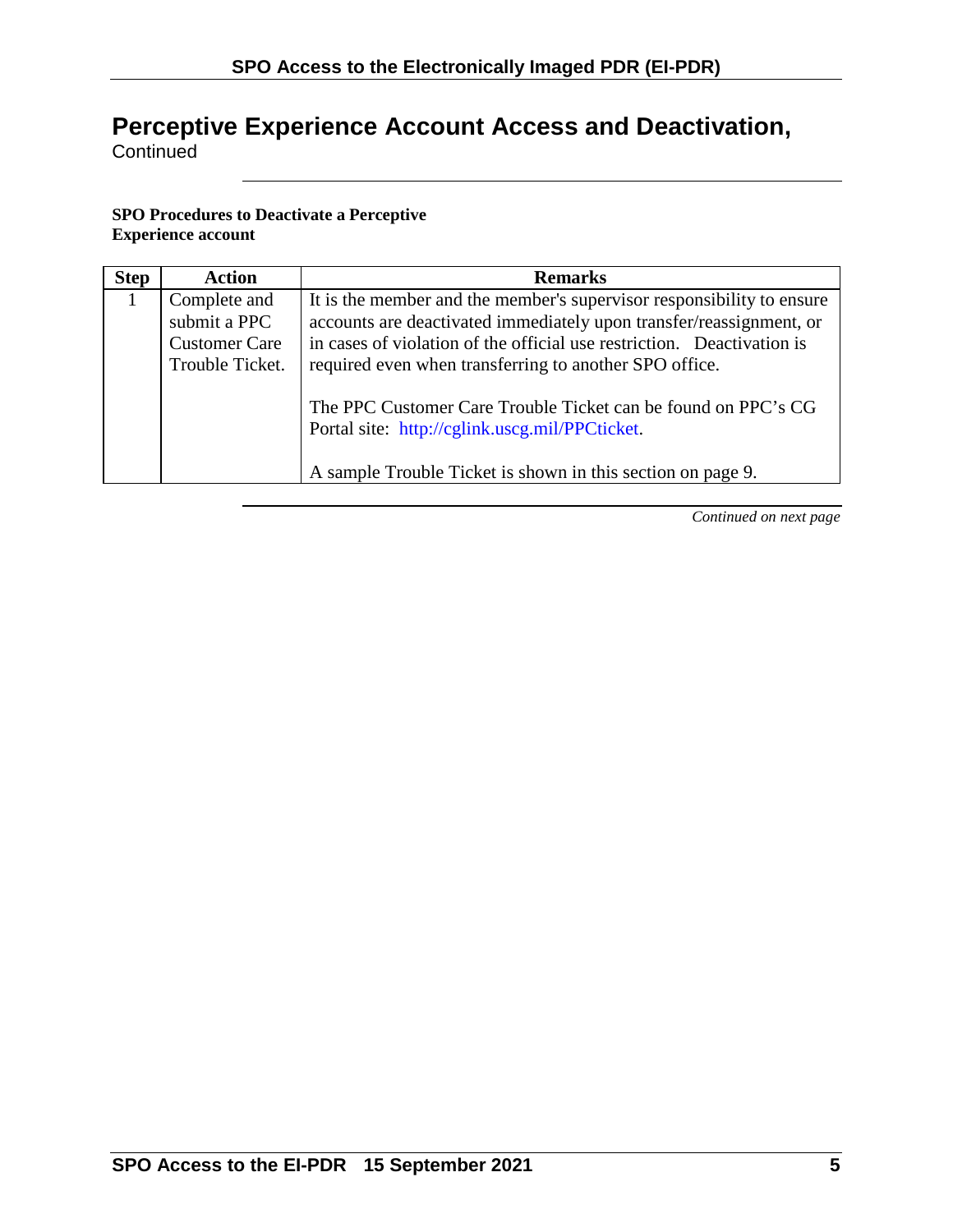# Perceptive Experience Account Access and Deactivation, Continued

**SPO Procedures to Deactivate a Perceptive Experience account**

| Step | Action | Remarks |
|---|---|---|
| 1 | Complete and submit a PPC Customer Care Trouble Ticket. | It is the member and the member's supervisor responsibility to ensure accounts are deactivated immediately upon transfer/reassignment, or in cases of violation of the official use restriction. Deactivation is required even when transferring to another SPO office.<br><br>The PPC Customer Care Trouble Ticket can be found on PPC's CG Portal site: http://cglink.uscg.mil/PPCticket.<br><br>A sample Trouble Ticket is shown in this section on page 9. |

*Continued on next page*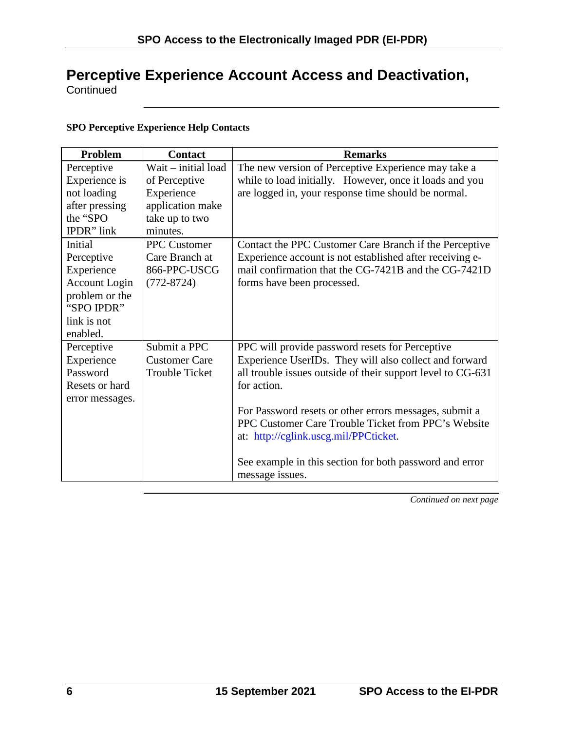# Perceptive Experience Account Access and Deactivation,
Continued

**SPO Perceptive Experience Help Contacts**

| Problem | Contact | Remarks |
|---|---|---|
| Perceptive Experience is not loading after pressing the "SPO IPDR" link | Wait – initial load of Perceptive Experience application make take up to two minutes. | The new version of Perceptive Experience may take a while to load initially. However, once it loads and you are logged in, your response time should be normal. |
| Initial Perceptive Experience Account Login problem or the "SPO IPDR" link is not enabled. | PPC Customer Care Branch at 866-PPC-USCG (772-8724) | Contact the PPC Customer Care Branch if the Perceptive Experience account is not established after receiving e-mail confirmation that the CG-7421B and the CG-7421D forms have been processed. |
| Perceptive Experience Password Resets or hard error messages. | Submit a PPC Customer Care Trouble Ticket | PPC will provide password resets for Perceptive Experience UserIDs. They will also collect and forward all trouble issues outside of their support level to CG-631 for action.<br><br>For Password resets or other errors messages, submit a PPC Customer Care Trouble Ticket from PPC's Website at: http://cglink.uscg.mil/PPCticket.<br><br>See example in this section for both password and error message issues. |

*Continued on next page*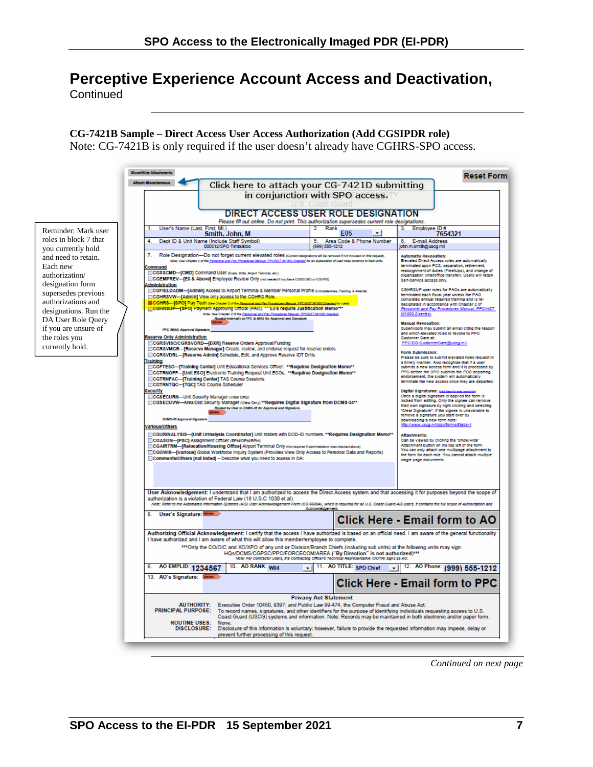# Perceptive Experience Account Access and Deactivation,

Continued

**CG-7421B Sample – Direct Access User Access Authorization (Add CGSIPDR role)**
Note: CG-7421B is only required if the user doesn't already have CGHRS-SPO access.

Reminder: Mark user roles in block 7 that you currently hold and need to retain. Each new authorization/ designation form supersedes previous authorizations and designations. Run the DA User Role Query if you are unsure of the roles you currently hold.

Show/Hide Attachments

Attach Miscellaneous

Click here to attach your CG-7421D submitting in conjunction with SPO access.

Reset Form

U.S. Coast Guard

**DIRECT ACCESS USER ROLE DESIGNATION**

*Please fill out online. Do not print. This authorization supersedes current role designations.*

| 1. User's Name (Last, First, MI.) Smith, John, M | 2. Rank E05 | 3. Employee ID # 7654321 |
|---|---|---|
| 4. Dept ID & Unit Name (Include Staff Symbol) 000012/SPO Timbuktoo | 5. Area Code & Phone Number (999) 555-1212 | 6. E-mail Address john.m.smith@uscg.mil |

7. Role Designation—Do not forget current elevated roles (Current designations will be removed if not included on this request).
*Note: See Chapter 2 of the Personnel and Pay Procedures Manual, PPCINST M1000.2(series) for an explanation of user roles common to field units.*

**Command**
- ☐ CGSSCMD—[CMD] Command User (Evals, Drills, Airport Terminal, etc.)
- ☐ CGEMPREV—[E6 & Above] Employee Review Only (not needed if you have CGSSCMD or CGHRS)

**Administration**
- ☐ CGFIELDADM—[Admin] Access to Airport Terminal & Member Personal Profile (Competencies, Training, & Awards)
- ☐ CGHRSVW—[Admin] View only access to the CGHRS Role.
- ■ CGHRS—[SPO] Pay Tech (See Chapter 2 of the Personnel and Pay Procedures Manual, PPCINST M1000.2(series) for rules)
- ☐ CGHRSUP—[SPO] Payment Approving Official (PAO). ***E6's require Justification Memo***
  Note: See Chapter 2 of the Personnel and Pay Procedures Manual, PPCINST M1000.2(series)
  Routed internally at PPC to MAS for Approval and Signature
  PPC (MAS) Approval Signature

**Reserve Only Administration**
- ☐ CGRSVISC/CGRSVORD—[DXR] Reserve Orders Approval/Funding
- ☐ CGRSVMGR—[Reserve Manager] Create, review, and endorse request for reserve orders
- ☐ CGRSVDRL—[Reserve Admin] Schedule, Edit, and Approve Reserve IDT Drills

**Training**
- ☐ CGFTESO—[Training Center] Unit Educational Services Officer. **Requires Designation Memo**
- ☐ CGTRNOFF—[Unit ESO] Electronic Training Request Unit ESOs. **Requires Designation Memo**
- ☐ CGTRNFAC—[Training Center] TAS Course Sessions
- ☐ CGTRNTQC—[TQC] TAS Course Scheduler

**Security**
- ☐ CGSECURN—Unit Security Manager (View Only)
- ☐ CGSECUVW—Area/Dist Security Manager (View Only) **Requires Digital Signature from DCMS-34**
  Routed by User to DSMS-35 for Approval and Signature
  DCMS-35 Approval Signature

**Various/Others**
- ☐ CGURINALYSIS—[Unit Urinalysis Coordinator] Unit rosters with DOD-ID numbers. **Requires Designation Memo**
- ☐ CGASGN—[PSC] Assignment Officer (EPM/OPM/RPM)
- ☐ CGAIRTRM—[Relocation/Housing Office] Airport Terminal Only (Not required if administration roles checked above)
- ☐ CGGWIS—[Various] Global Workforce Inquiry System (Provides View Only Access to Personal Data and Reports)
- ☐ Comments/Others [not listed] – Describe what you need to access in DA:

**Automatic Revocation:**
Elevated Direct Access roles are automatically terminated upon PCS, separation, retirement, reassignment of duties (FleetUps), and change of organization (interoffice transfer). Users will retain Self-Service access only.

CGHRSUP user roles for PAOs are automatically terminated each fiscal year unless the PAO completes annual required training and is re-designated in accordance with Chapter 2 of Personnel and Pay Procedures Manual, PPCINST M1000.2(series).

**Manual Revocation:**
Supervisors may submit an email citing the reason and which elevated roles to revoke to PPC Customer Care at: PPC-DG-CustomerCare@uscg.mil.

**Form Submission:**
Please be sure to submit elevated roles request in a timely manner. Also recognize that if a user submits a new access form and it is processed by PPC before the SPO submits the PCS departing endorsement, the system will automatically terminate the new access once they are departed.

**Digital Signatures:** (click here for more info)
Once a digital signature is applied the form is locked from editing. Only the signee can remove their own signature by right clicking and selecting "Clear Signature". If the signee is unavailable to remove a signature you start over by downloading a new form here: http://www.uscg.mil/ppc/forms/#tabs-1

**Attachments:**
Can be viewed by clicking the 'Show/Hide' Attachment button on the top left of the form. You can only attach one multipage attachment to the form for each role. You cannot attach multiple single page documents.

**User Acknowledgement:** I understand that I am authorized to access the Direct Access system and that accessing it for purposes beyond the scope of authorization is a violation of Federal Law (18 U.S.C 1030 et al).
*Note: Refer to the Automated Information Systems (AIS) User Acknowledgement Form (CG-5500A), which is required for all U.S. Coast Guard AIS users. It contains the full scope of Authorization and Acknowledgement.*

8. User's Signature:

**Click Here - Email form to AO**

**Authorizing Official Acknowledgement:** I certify that the access I have authorized is based on an official need. I am aware of the general functionality I have authorized and I am aware of what this will allow this member/employee to complete.

***Only the CO/OIC and XO/XPO of any unit or Division/Branch Chiefs (including sub units) at the following units may sign: HQs/DCMS/CGPSC/PPC/FORCECOM/AREA ("By Direction" is not authorized)***
*Note: For Contractor Users, the Contracting Officer's Technical Representative (COTR) signs as AO.*

| 9. AO EMPLID: 1234567 | 10. AO RANK: W04 | 11. AO TITLE: SPO Chief | 12. AO Phone: (999) 555-1212 |
|---|---|---|---|

13. AO's Signature:

**Click Here - Email form to PPC**

**Privacy Act Statement**

**AUTHORITY:** Executive Order 10450, 9397; and Public Law 99-474, the Computer Fraud and Abuse Act.
**PRINCIPAL PURPOSE:** To record names, signatures, and other identifiers for the purpose of identifying individuals requesting access to U.S. Coast Guard (USCG) systems and information. Note: Records may be maintained in both electronic and/or paper form.
**ROUTINE USES:** None.
**DISCLOSURE:** Disclosure of this information is voluntary; however, failure to provide the requested information may impede, delay or prevent further processing of this request.

*Continued on next page*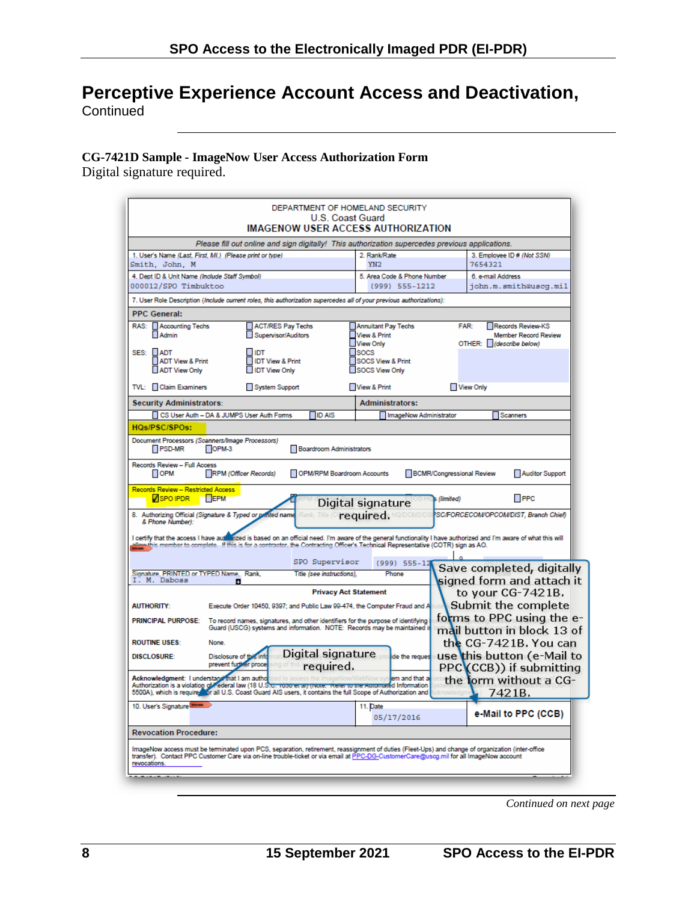# Perceptive Experience Account Access and Deactivation, Continued

**CG-7421D Sample - ImageNow User Access Authorization Form**

Digital signature required.

DEPARTMENT OF HOMELAND SECURITY
U.S. Coast Guard
**IMAGENOW USER ACCESS AUTHORIZATION**

*Please fill out online and sign digitally! This authorization supercedes previous applications.*

| 1. User's Name (Last, First, MI.) (Please print or type) | 2. Rank/Rate | 3. Employee ID # (Not SSN) |
|---|---|---|
| Smith, John, M | YN2 | 7654321 |
| 4. Dept ID & Unit Name (Include Staff Symbol) | 5. Area Code & Phone Number | 6. e-mail Address |
| 000012/SPO Timbuktoo | (999) 555-1212 | john.m.smith@uscg.mil |

7. User Role Description (Include current roles, this authorization supercedes all of your previous authorizations):

**PPC General:**

RAS: ☐ Accounting Techs ☐ ACT/RES Pay Techs ☐ Annuitant Pay Techs FAR: ☐ Records Review-KS
☐ Admin ☐ Supervisor/Auditors ☐ View & Print Member Record Review
☐ View Only OTHER: ☐ (describe below)

SES: ☐ ADT ☐ IDT ☐ SOCS
☐ ADT View & Print ☐ IDT View & Print ☐ SOCS View & Print
☐ ADT View Only ☐ IDT View Only ☐ SOCS View Only

TVL: ☐ Claim Examiners ☐ System Support ☐ View & Print ☐ View Only

**Security Administrators:** ☐ CS User Auth – DA & JUMPS User Auth Forms ☐ ID AIS

**Administrators:** ☐ ImageNow Administrator ☐ Scanners

**HQs/PSC/SPOs:**

Document Processors (Scanners/Image Processors)
☐ PSD-MR ☐ OPM-3 ☐ Boardroom Administrators

Records Review – Full Access
☐ OPM ☐ RPM (Officer Records) ☐ OPM/RPM Boardroom Accounts ☐ BCMR/Congressional Review ☐ Auditor Support

Records Review – Restricted Access
☑ SPO IPDR ☐ EPM ☐ ... (limited) ☐ PPC

8. Authorizing Official (Signature & Typed or printed name, Rank, Title (... HQ/DCMS/CG-PSC/FORCECOM/OPCOM/DIST, Branch Chief) & Phone Number):

I certify that the access I have authorized is based on an official need. I'm aware of the general functionality I have authorized and I'm aware of what this will allow this member to complete. If this is for a contractor, the Contracting Officer's Technical Representative (COTR) sign as AO.

| Signature, PRINTED or TYPED Name, Rank, | Title (see instructions), | Phone |
|---|---|---|
| I. M. Daboss | SPO Supervisor | (999) 555-12... |

**Privacy Act Statement**

**AUTHORITY:** Execute Order 10450, 9397; and Public Law 99-474, the Computer Fraud and A...

**PRINCIPAL PURPOSE:** To record names, signatures, and other identifiers for the purpose of identifying ... Guard (USCG) systems and information. NOTE: Records may be maintained i...

**ROUTINE USES:** None.

**DISCLOSURE:** Disclosure of this info... prevent further proce... ...de the reques...

**Acknowledgment:** I understand that I am autho... Authorization is a violation of Federal law (18 U.S.C. 1030 et al) (Note: Refer to the Automated Information ... 5500A), which is required for all U.S. Coast Guard AIS users, it contains the full Scope of Authorization and ...

| 10. User's Signature | 11. Date | |
|---|---|---|
| | 05/17/2016 | e-Mail to PPC (CCB) |

**Revocation Procedure:**

ImageNow access must be terminated upon PCS, separation, retirement, reassignment of duties (Fleet-Ups) and change of organization (inter-office transfer). Contact PPC Customer Care via on-line trouble-ticket or via email at PPC-DG-CustomerCare@uscg.mil for all ImageNow account revocations.

Digital signature required.

Digital signature required.

Save completed, digitally signed form and attach it to your CG-7421B. Submit the complete forms to PPC using the e-mail button in block 13 of the CG-7421B. You can use this button (e-Mail to PPC (CCB)) if submitting the form without a CG-7421B.

*Continued on next page*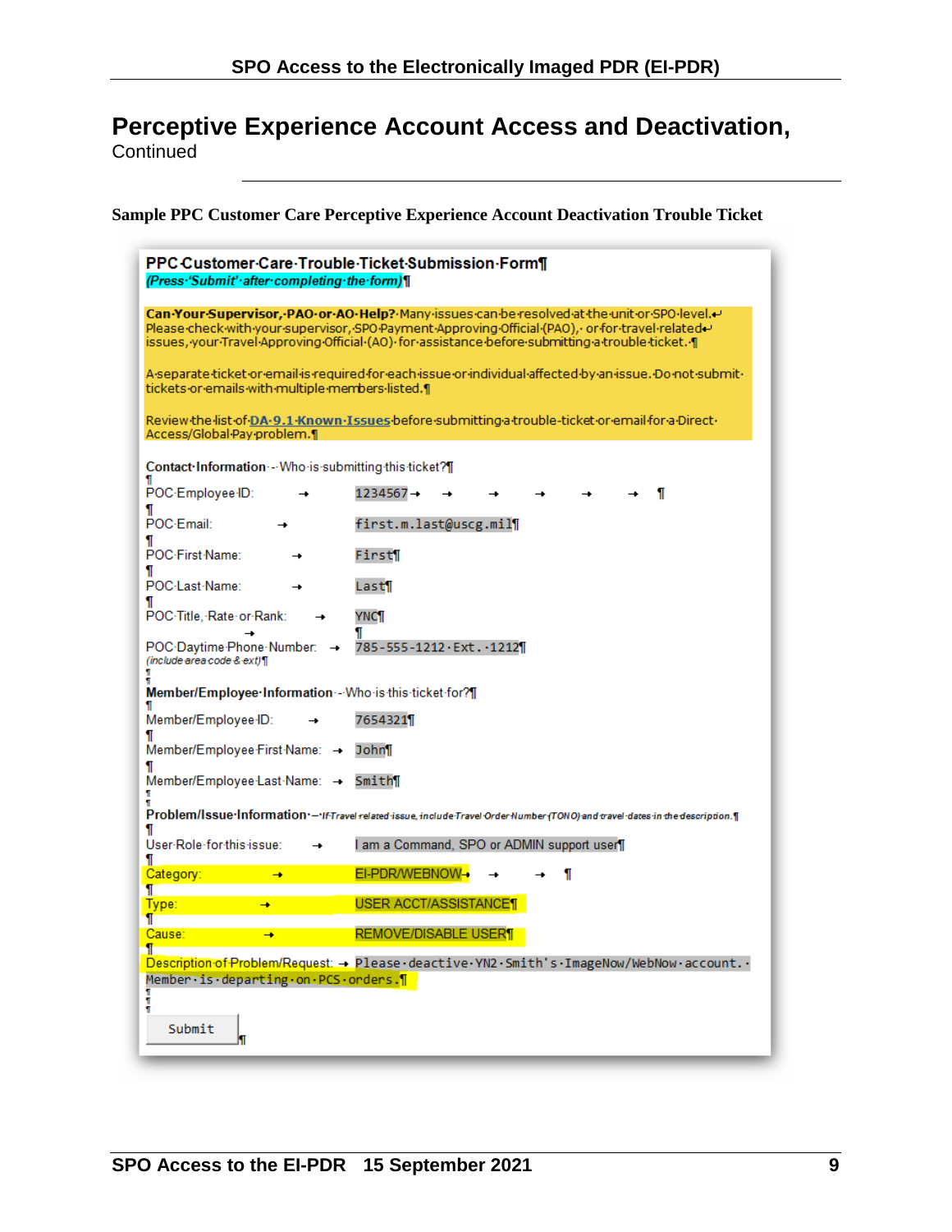# Perceptive Experience Account Access and Deactivation, Continued

**Sample PPC Customer Care Perceptive Experience Account Deactivation Trouble Ticket**

**PPC Customer Care Trouble Ticket Submission Form**

*(Press 'Submit' after completing the form)*

**Can Your Supervisor, PAO or AO Help?** Many issues can be resolved at the unit or SPO level. Please check with your supervisor, SPO Payment Approving Official (PAO), or for travel related issues, your Travel Approving Official (AO) for assistance before submitting a trouble ticket.

A separate ticket or email is required for each issue or individual affected by an issue. Do not submit tickets or emails with multiple members listed.

Review the list of DA-9.1 Known Issues before submitting a trouble ticket or email for a Direct Access/Global Pay problem.

**Contact Information** - Who is submitting this ticket?

| | |
|---|---|
| POC Employee ID: | 1234567 |
| POC Email: | first.m.last@uscg.mil |
| POC First Name: | First |
| POC Last Name: | Last |
| POC Title, Rate or Rank: | YNC |
| POC Daytime Phone Number: *(include area code & ext)* | 785-555-1212 Ext. 1212 |

**Member/Employee Information** - Who is this ticket for?

| | |
|---|---|
| Member/Employee ID: | 7654321 |
| Member/Employee First Name: | John |
| Member/Employee Last Name: | Smith |

**Problem/Issue Information** – *If Travel related issue, include Travel Order Number (TONO) and travel dates in the description.*

| | |
|---|---|
| User Role for this issue: | I am a Command, SPO or ADMIN support user |
| Category: | EI-PDR/WEBNOW |
| Type: | USER ACCT/ASSISTANCE |
| Cause: | REMOVE/DISABLE USER |
| Description of Problem/Request: | Please deactive YN2 Smith's ImageNow/WebNow account. Member is departing on PCS orders. |

Submit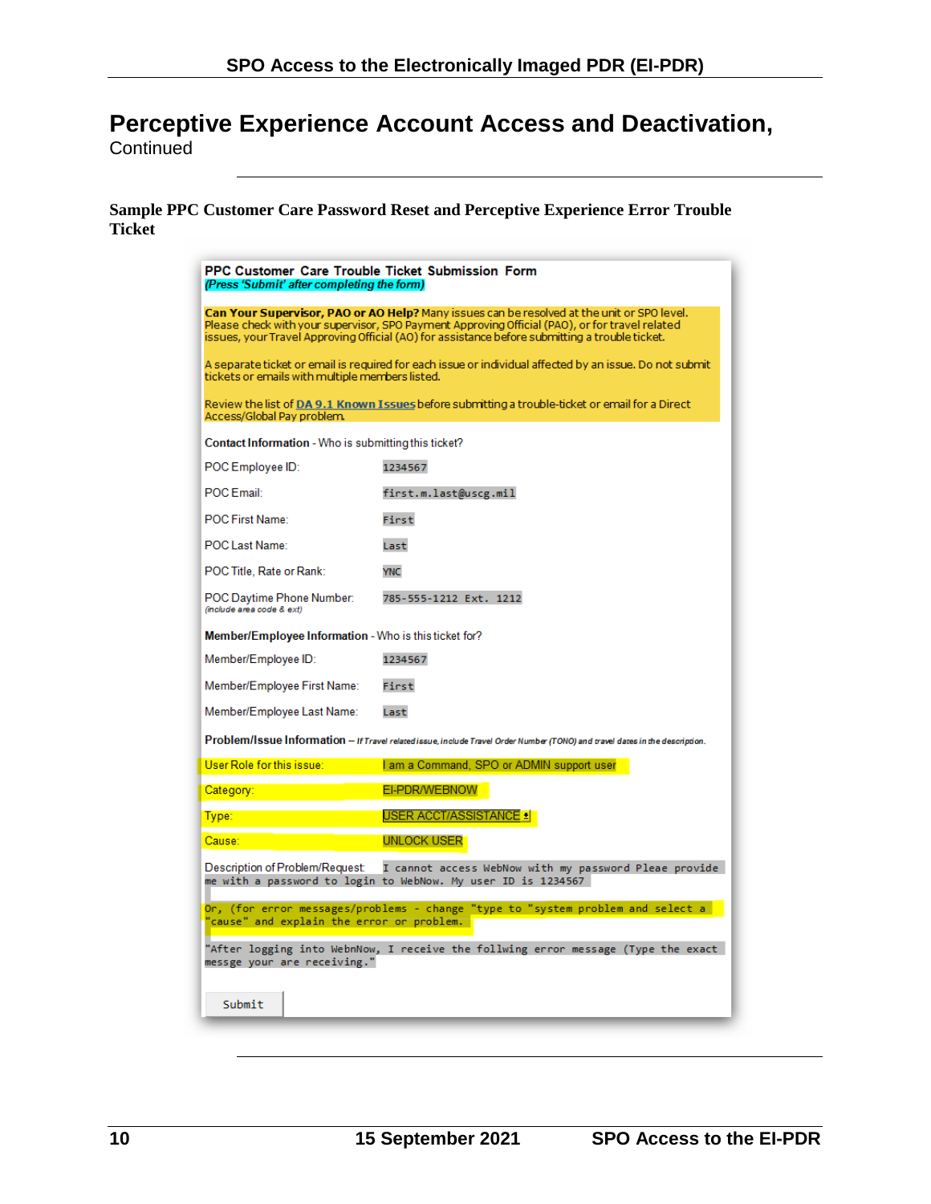# Perceptive Experience Account Access and Deactivation,

Continued

**Sample PPC Customer Care Password Reset and Perceptive Experience Error Trouble Ticket**

**PPC Customer Care Trouble Ticket Submission Form**
*(Press 'Submit' after completing the form)*

**Can Your Supervisor, PAO or AO Help?** Many issues can be resolved at the unit or SPO level. Please check with your supervisor, SPO Payment Approving Official (PAO), or for travel related issues, your Travel Approving Official (AO) for assistance before submitting a trouble ticket.

A separate ticket or email is required for each issue or individual affected by an issue. Do not submit tickets or emails with multiple members listed.

Review the list of DA 9.1 Known Issues before submitting a trouble-ticket or email for a Direct Access/Global Pay problem.

**Contact Information** - Who is submitting this ticket?

| | |
|---|---|
| POC Employee ID: | 1234567 |
| POC Email: | first.m.last@uscg.mil |
| POC First Name: | First |
| POC Last Name: | Last |
| POC Title, Rate or Rank: | YNC |
| POC Daytime Phone Number: *(include area code & ext)* | 785-555-1212 Ext. 1212 |

**Member/Employee Information** - Who is this ticket for?

| | |
|---|---|
| Member/Employee ID: | 1234567 |
| Member/Employee First Name: | First |
| Member/Employee Last Name: | Last |

**Problem/Issue Information** – *If Travel related issue, include Travel Order Number (TONO) and travel dates in the description.*

| | |
|---|---|
| User Role for this issue: | I am a Command, SPO or ADMIN support user |
| Category: | EI-PDR/WEBNOW |
| Type: | USER ACCT/ASSISTANCE |
| Cause: | UNLOCK USER |

Description of Problem/Request: I cannot access WebNow with my password Pleae provide me with a password to login to WebNow. My user ID is 1234567

Or, (for error messages/problems - change "type to "system problem and select a "cause" and explain the error or problem.

"After logging into WebnNow, I receive the follwing error message (Type the exact messge your are receiving."

Submit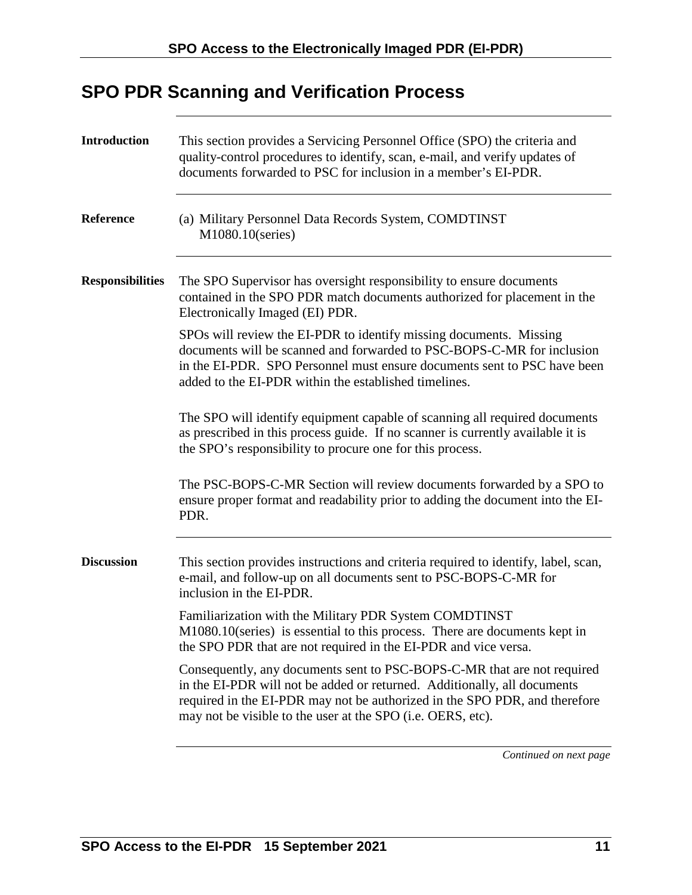## SPO PDR Scanning and Verification Process

**Introduction**

This section provides a Servicing Personnel Office (SPO) the criteria and quality-control procedures to identify, scan, e-mail, and verify updates of documents forwarded to PSC for inclusion in a member's EI-PDR.

**Reference**

(a) Military Personnel Data Records System, COMDTINST M1080.10(series)

**Responsibilities**

The SPO Supervisor has oversight responsibility to ensure documents contained in the SPO PDR match documents authorized for placement in the Electronically Imaged (EI) PDR.

SPOs will review the EI-PDR to identify missing documents. Missing documents will be scanned and forwarded to PSC-BOPS-C-MR for inclusion in the EI-PDR. SPO Personnel must ensure documents sent to PSC have been added to the EI-PDR within the established timelines.

The SPO will identify equipment capable of scanning all required documents as prescribed in this process guide. If no scanner is currently available it is the SPO's responsibility to procure one for this process.

The PSC-BOPS-C-MR Section will review documents forwarded by a SPO to ensure proper format and readability prior to adding the document into the EI-PDR.

**Discussion**

This section provides instructions and criteria required to identify, label, scan, e-mail, and follow-up on all documents sent to PSC-BOPS-C-MR for inclusion in the EI-PDR.

Familiarization with the Military PDR System COMDTINST M1080.10(series) is essential to this process. There are documents kept in the SPO PDR that are not required in the EI-PDR and vice versa.

Consequently, any documents sent to PSC-BOPS-C-MR that are not required in the EI-PDR will not be added or returned. Additionally, all documents required in the EI-PDR may not be authorized in the SPO PDR, and therefore may not be visible to the user at the SPO (i.e. OERS, etc).

*Continued on next page*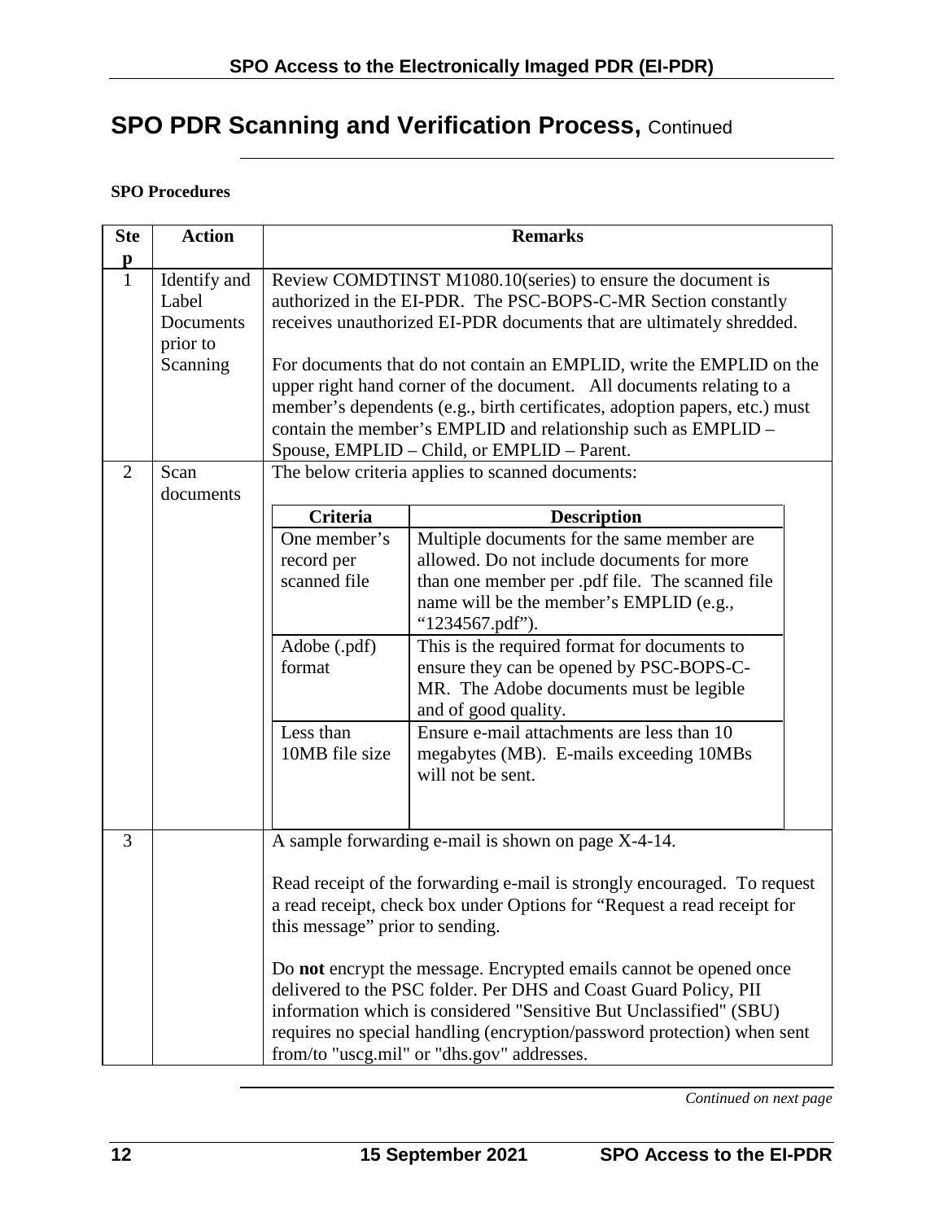## SPO PDR Scanning and Verification Process, Continued

**SPO Procedures**

| Step | Action | Remarks |
|---|---|---|
| 1 | Identify and Label Documents prior to Scanning | Review COMDTINST M1080.10(series) to ensure the document is authorized in the EI-PDR. The PSC-BOPS-C-MR Section constantly receives unauthorized EI-PDR documents that are ultimately shredded.<br><br>For documents that do not contain an EMPLID, write the EMPLID on the upper right hand corner of the document. All documents relating to a member's dependents (e.g., birth certificates, adoption papers, etc.) must contain the member's EMPLID and relationship such as EMPLID – Spouse, EMPLID – Child, or EMPLID – Parent. |
| 2 | Scan documents | The below criteria applies to scanned documents:<br><br>**Criteria** – **Description**<br><br>One member's record per scanned file – Multiple documents for the same member are allowed. Do not include documents for more than one member per .pdf file. The scanned file name will be the member's EMPLID (e.g., "1234567.pdf").<br><br>Adobe (.pdf) format – This is the required format for documents to ensure they can be opened by PSC-BOPS-C-MR. The Adobe documents must be legible and of good quality.<br><br>Less than 10MB file size – Ensure e-mail attachments are less than 10 megabytes (MB). E-mails exceeding 10MBs will not be sent. |
| 3 | | A sample forwarding e-mail is shown on page X-4-14.<br><br>Read receipt of the forwarding e-mail is strongly encouraged. To request a read receipt, check box under Options for "Request a read receipt for this message" prior to sending.<br><br>Do **not** encrypt the message. Encrypted emails cannot be opened once delivered to the PSC folder. Per DHS and Coast Guard Policy, PII information which is considered "Sensitive But Unclassified" (SBU) requires no special handling (encryption/password protection) when sent from/to "uscg.mil" or "dhs.gov" addresses. |

*Continued on next page*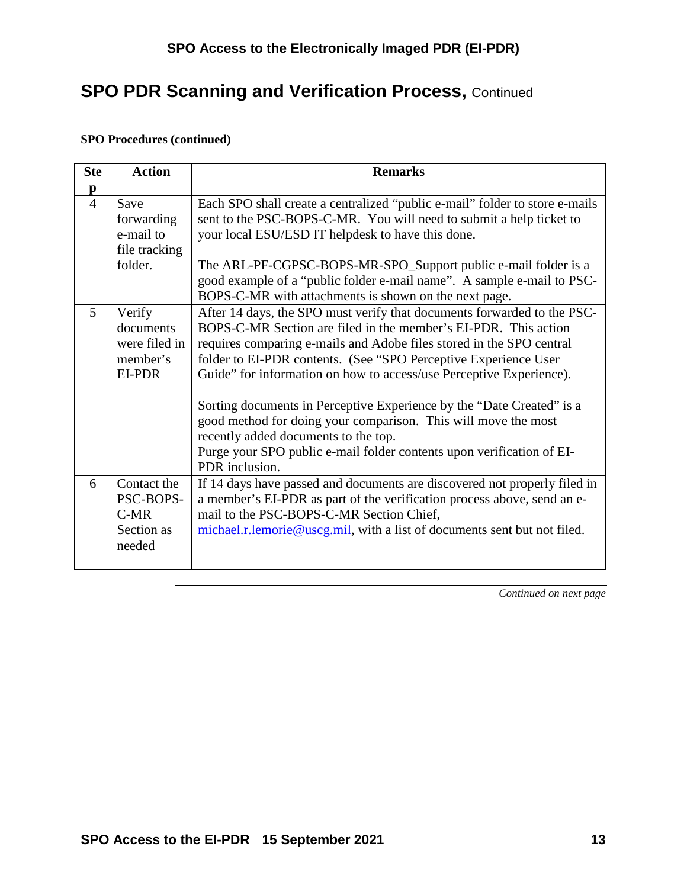## SPO PDR Scanning and Verification Process, Continued

**SPO Procedures (continued)**

| Step | Action | Remarks |
|---|---|---|
| 4 | Save forwarding e-mail to file tracking folder. | Each SPO shall create a centralized "public e-mail" folder to store e-mails sent to the PSC-BOPS-C-MR. You will need to submit a help ticket to your local ESU/ESD IT helpdesk to have this done.<br><br>The ARL-PF-CGPSC-BOPS-MR-SPO_Support public e-mail folder is a good example of a "public folder e-mail name". A sample e-mail to PSC-BOPS-C-MR with attachments is shown on the next page. |
| 5 | Verify documents were filed in member's EI-PDR | After 14 days, the SPO must verify that documents forwarded to the PSC-BOPS-C-MR Section are filed in the member's EI-PDR. This action requires comparing e-mails and Adobe files stored in the SPO central folder to EI-PDR contents. (See "SPO Perceptive Experience User Guide" for information on how to access/use Perceptive Experience).<br><br>Sorting documents in Perceptive Experience by the "Date Created" is a good method for doing your comparison. This will move the most recently added documents to the top.<br>Purge your SPO public e-mail folder contents upon verification of EI-PDR inclusion. |
| 6 | Contact the PSC-BOPS-C-MR Section as needed | If 14 days have passed and documents are discovered not properly filed in a member's EI-PDR as part of the verification process above, send an e-mail to the PSC-BOPS-C-MR Section Chief, michael.r.lemorie@uscg.mil, with a list of documents sent but not filed. |

*Continued on next page*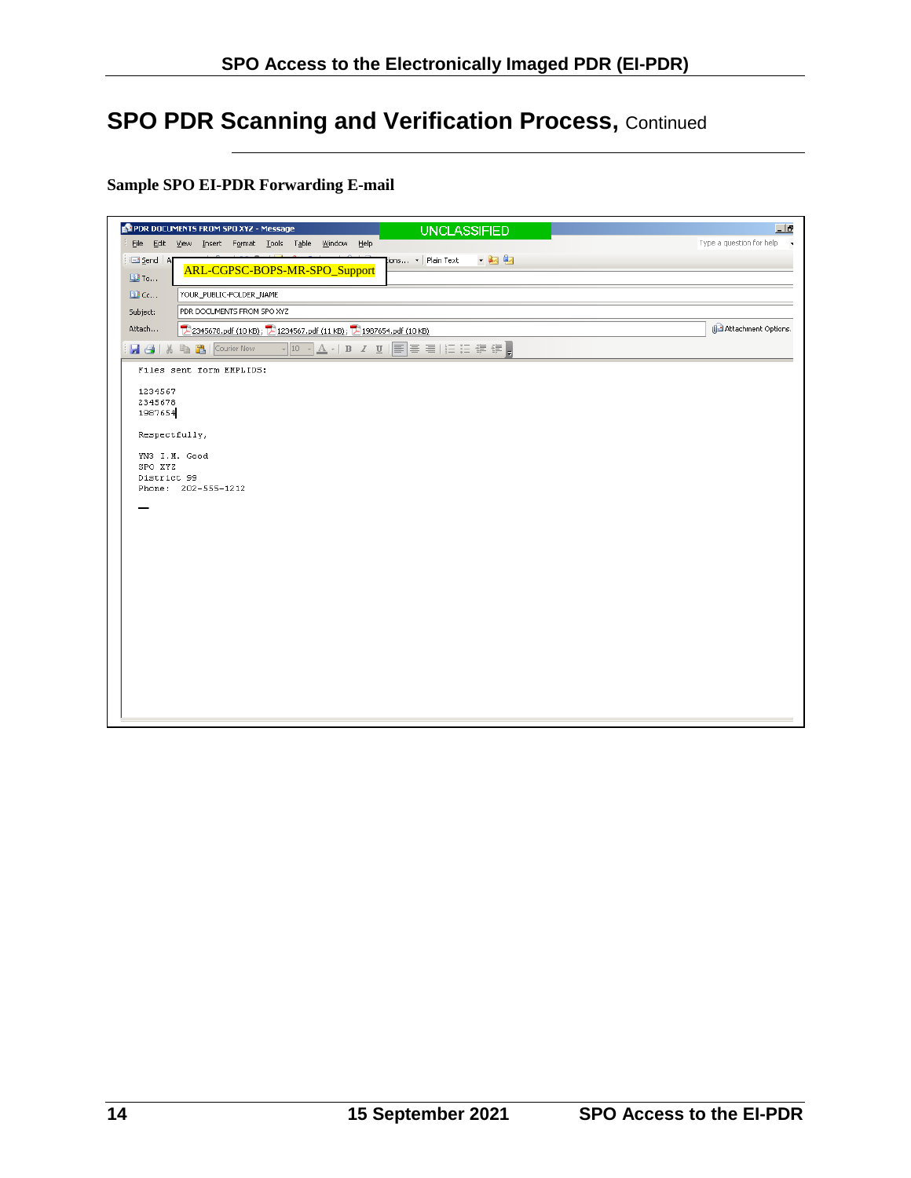# SPO PDR Scanning and Verification Process, Continued

**Sample SPO EI-PDR Forwarding E-mail**

PDR DOCUMENTS FROM SPO XYZ - Message

UNCLASSIFIED

File Edit View Insert Format Tools Table Window Help

Type a question for help

Send | Options... | Plain Text

To... ARL-CGPSC-BOPS-MR-SPO_Support

Cc... YOUR_PUBLIC-FOLDER_NAME

Subject: PDR DOCUMENTS FROM SPO XYZ

Attach... 2345678.pdf (10 KB); 1234567.pdf (11 KB); 1987654.pdf (10 KB)

Attachment Options...

```
Files sent form EMPLIDS:

1234567
2345678
1987654

Respectfully,

YN3 I.M. Good
SPO XYZ
District 99
Phone:  202-555-1212
```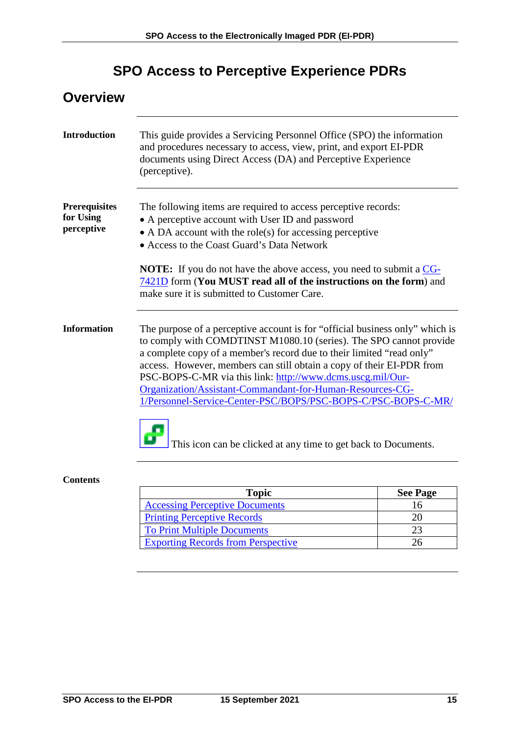# SPO Access to Perceptive Experience PDRs

## Overview

**Introduction**

This guide provides a Servicing Personnel Office (SPO) the information and procedures necessary to access, view, print, and export EI-PDR documents using Direct Access (DA) and Perceptive Experience (perceptive).

**Prerequisites for Using perceptive**

The following items are required to access perceptive records:

- A perceptive account with User ID and password
- A DA account with the role(s) for accessing perceptive
- Access to the Coast Guard's Data Network

**NOTE:** If you do not have the above access, you need to submit a [CG-7421D](CG-7421D) form (**You MUST read all of the instructions on the form**) and make sure it is submitted to Customer Care.

**Information**

The purpose of a perceptive account is for "official business only" which is to comply with COMDTINST M1080.10 (series). The SPO cannot provide a complete copy of a member's record due to their limited "read only" access. However, members can still obtain a copy of their EI-PDR from PSC-BOPS-C-MR via this link: [http://www.dcms.uscg.mil/Our-Organization/Assistant-Commandant-for-Human-Resources-CG-1/Personnel-Service-Center-PSC/BOPS/PSC-BOPS-C/PSC-BOPS-C-MR/](http://www.dcms.uscg.mil/Our-Organization/Assistant-Commandant-for-Human-Resources-CG-1/Personnel-Service-Center-PSC/BOPS/PSC-BOPS-C/PSC-BOPS-C-MR/)

This icon can be clicked at any time to get back to Documents.

**Contents**

| Topic | See Page |
|---|---|
| Accessing Perceptive Documents | 16 |
| Printing Perceptive Records | 20 |
| To Print Multiple Documents | 23 |
| Exporting Records from Perspective | 26 |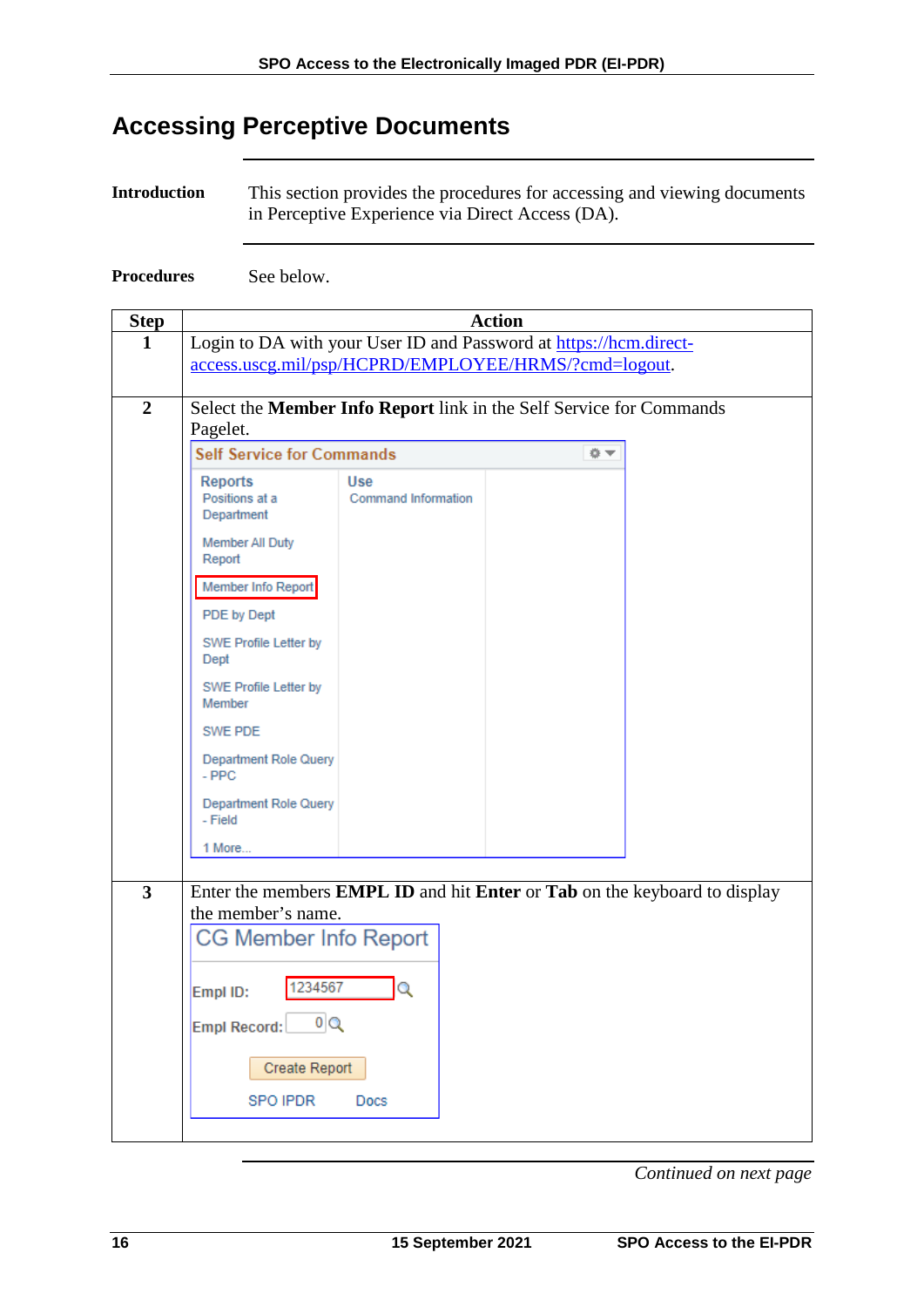## Accessing Perceptive Documents

**Introduction**

This section provides the procedures for accessing and viewing documents in Perceptive Experience via Direct Access (DA).

**Procedures**

See below.

| Step | Action |
|---|---|
| 1 | Login to DA with your User ID and Password at [https://hcm.direct-access.uscg.mil/psp/HCPRD/EMPLOYEE/HRMS/?cmd=logout](https://hcm.direct-access.uscg.mil/psp/HCPRD/EMPLOYEE/HRMS/?cmd=logout). |
| 2 | Select the **Member Info Report** link in the Self Service for Commands Pagelet. |
| 3 | Enter the members **EMPL ID** and hit **Enter** or **Tab** on the keyboard to display the member's name. |

*Continued on next page*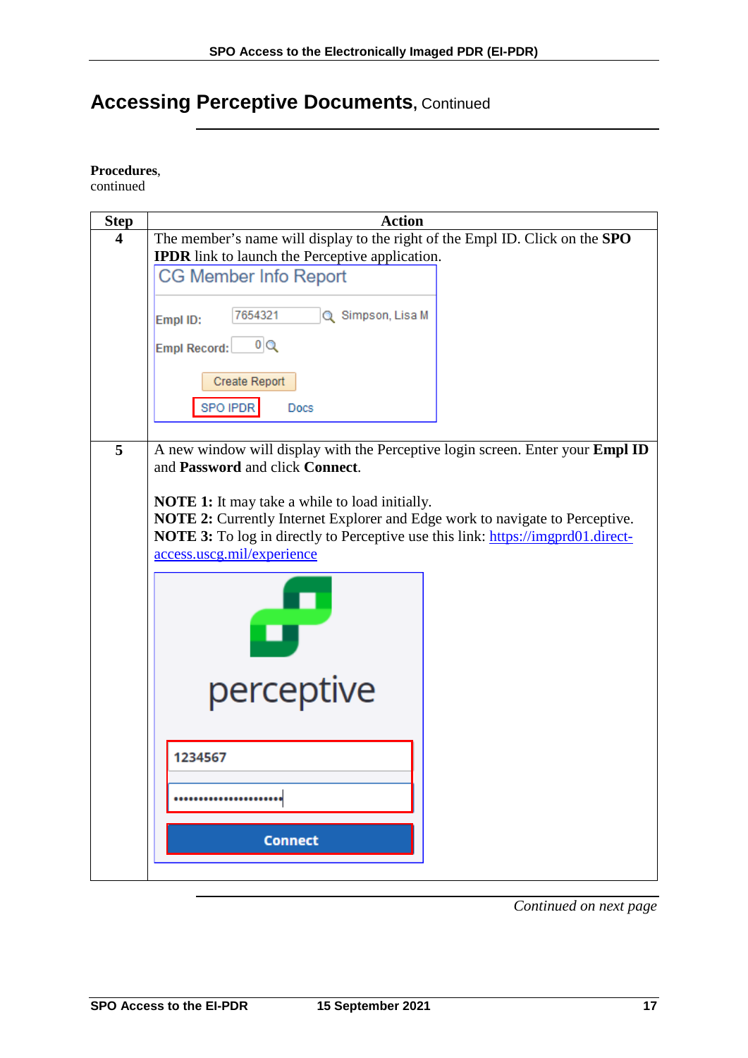## Accessing Perceptive Documents, Continued

**Procedures**, continued

| Step | Action |
|---|---|
| 4 | The member's name will display to the right of the Empl ID. Click on the **SPO IPDR** link to launch the Perceptive application. |
| 5 | A new window will display with the Perceptive login screen. Enter your **Empl ID** and **Password** and click **Connect**.<br><br>**NOTE 1:** It may take a while to load initially.<br>**NOTE 2:** Currently Internet Explorer and Edge work to navigate to Perceptive.<br>**NOTE 3:** To log in directly to Perceptive use this link: [https://imgprd01.direct-access.uscg.mil/experience](https://imgprd01.direct-access.uscg.mil/experience) |

*Continued on next page*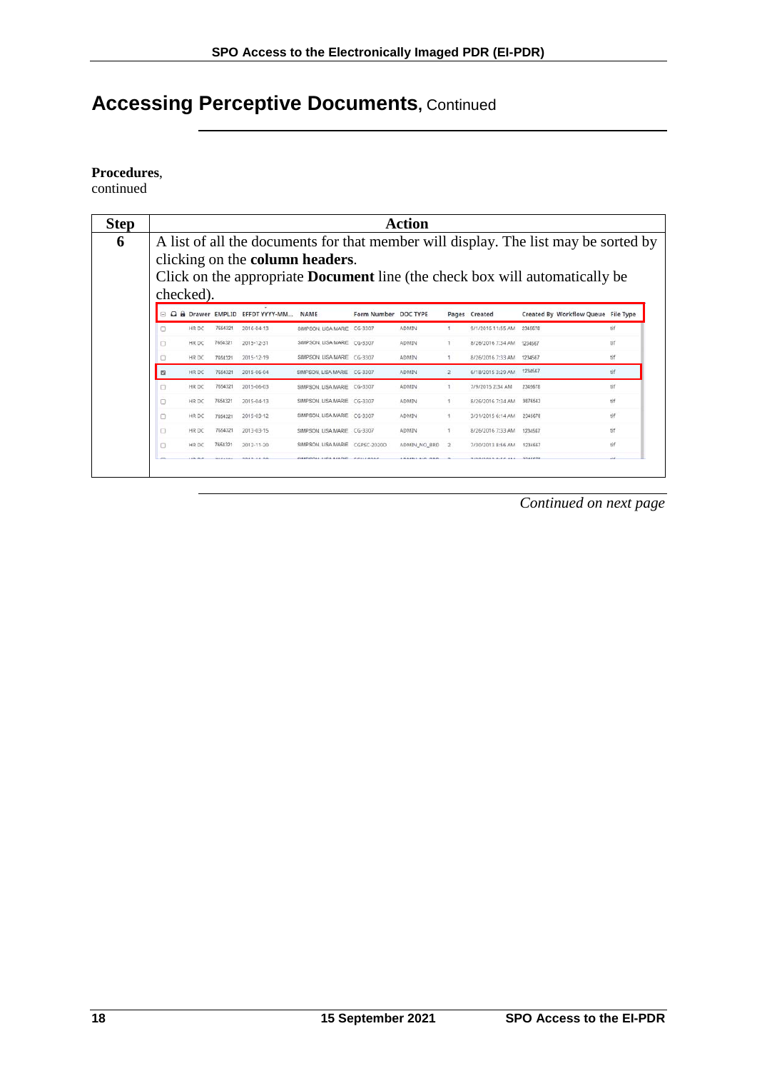# Accessing Perceptive Documents, Continued

**Procedures**, continued

| Step | Action |
|---|---|
| 6 | A list of all the documents for that member will display. The list may be sorted by clicking on the **column headers**.<br>Click on the appropriate **Document** line (the check box will automatically be checked). |

| ☐ | Drawer | EMPLID | EFFDT YYYY-MM... | NAME | Form Number | DOC TYPE | Pages | Created | Created By | Workflow Queue | File Type |
|---|---|---|---|---|---|---|---|---|---|---|---|
| ☐ | HR DC | 7654321 | 2016-04-13 | SIMPSON, LISA MARIE | CG-3307 | ADMIN | 1 | 9/1/2016 11:55 AM | 2345678 | | tif |
| ☐ | HR DC | 7654321 | 2015-12-31 | SIMPSON, LISA MARIE | CG-3307 | ADMIN | 1 | 8/26/2016 7:34 AM | 1234567 | | tif |
| ☐ | HR DC | 7654321 | 2015-12-19 | SIMPSON, LISA MARIE | CG-3307 | ADMIN | 1 | 8/26/2016 7:33 AM | 1234567 | | tif |
| ☑ | HR DC | 7654321 | 2015-06-04 | SIMPSON, LISA MARIE | CG-3307 | ADMIN | 2 | 6/18/2015 3:29 AM | 1234567 | | tif |
| ☐ | HR DC | 7654321 | 2015-06-03 | SIMPSON, LISA MARIE | CG-3307 | ADMIN | 1 | 7/9/2015 2:34 AM | 2345678 | | tif |
| ☐ | HR DC | 7654321 | 2015-04-13 | SIMPSON, LISA MARIE | CG-3307 | ADMIN | 1 | 8/26/2016 7:34 AM | 9876543 | | tif |
| ☐ | HR DC | 7654321 | 2015-03-12 | SIMPSON, LISA MARIE | CG-3307 | ADMIN | 1 | 3/31/2015 6:14 AM | 2345678 | | tif |
| ☐ | HR DC | 7654321 | 2013-03-15 | SIMPSON, LISA MARIE | CG-3307 | ADMIN | 1 | 8/26/2016 7:33 AM | 1234567 | | tif |
| ☐ | HR DC | 7654321 | 2012-11-20 | SIMPSON, LISA MARIE | CGPSC-2020D | ADMIN_NO_BBD | 2 | 7/30/2013 8:56 AM | 1234567 | | tif |

*Continued on next page*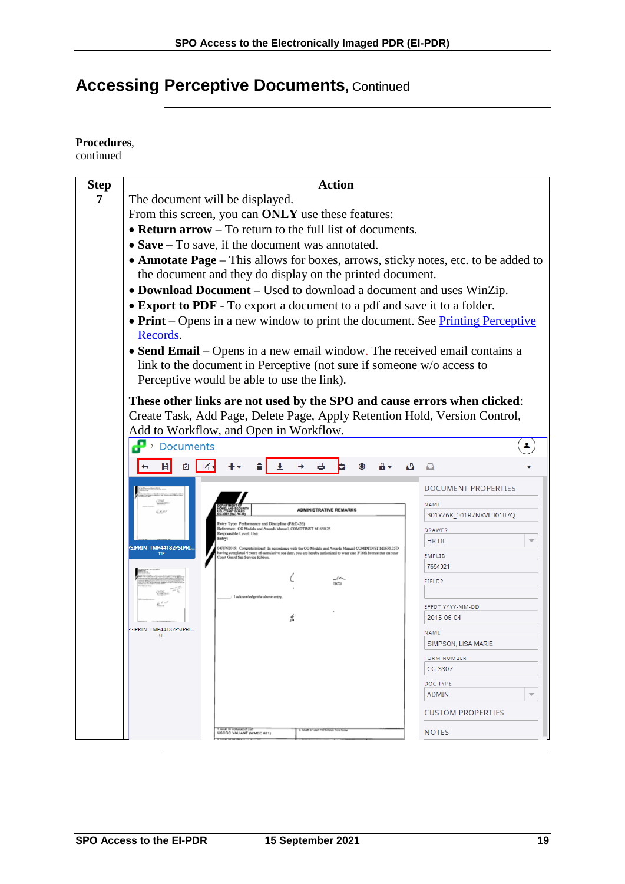## Accessing Perceptive Documents, Continued

**Procedures**, continued

| Step | Action |
|---|---|
| 7 | The document will be displayed.<br>From this screen, you can **ONLY** use these features:<br>• **Return arrow** – To return to the full list of documents.<br>• **Save –** To save, if the document was annotated.<br>• **Annotate Page** – This allows for boxes, arrows, sticky notes, etc. to be added to the document and they do display on the printed document.<br>• **Download Document** – Used to download a document and uses WinZip.<br>• **Export to PDF** - To export a document to a pdf and save it to a folder.<br>• **Print** – Opens in a new window to print the document. See Printing Perceptive Records.<br>• **Send Email** – Opens in a new email window. The received email contains a link to the document in Perceptive (not sure if someone w/o access to Perceptive would be able to use the link).<br><br>**These other links are not used by the SPO and cause errors when clicked**: Create Task, Add Page, Delete Page, Apply Retention Hold, Version Control, Add to Workflow, and Open in Workflow. |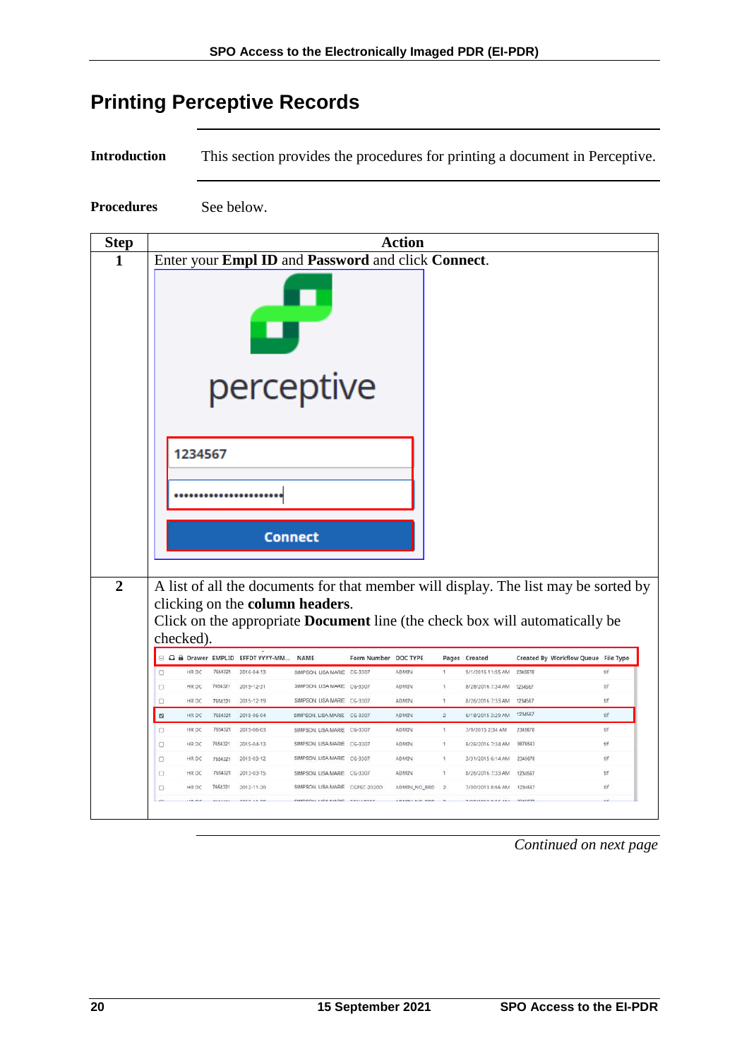# Printing Perceptive Records

**Introduction** This section provides the procedures for printing a document in Perceptive.

**Procedures** See below.

| Step | Action |
|---|---|
| 1 | Enter your **Empl ID** and **Password** and click **Connect**. |
| 2 | A list of all the documents for that member will display. The list may be sorted by clicking on the **column headers**.<br>Click on the appropriate **Document** line (the check box will automatically be checked). |

*Continued on next page*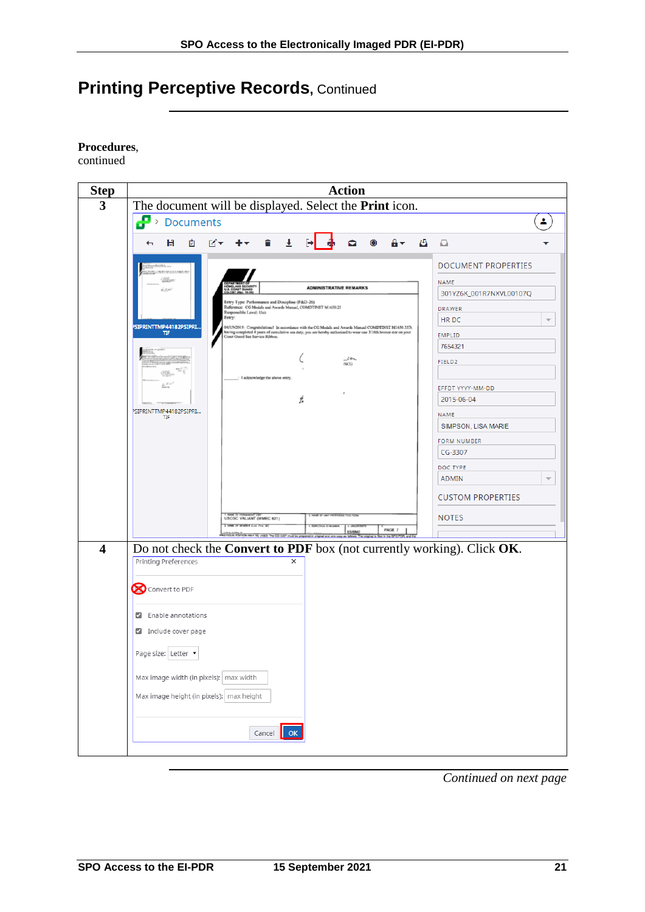# Printing Perceptive Records, Continued

**Procedures**, continued

| Step | Action |
|---|---|
| 3 | The document will be displayed. Select the **Print** icon. |
| 4 | Do not check the **Convert to PDF** box (not currently working). Click **OK**. |

*Continued on next page*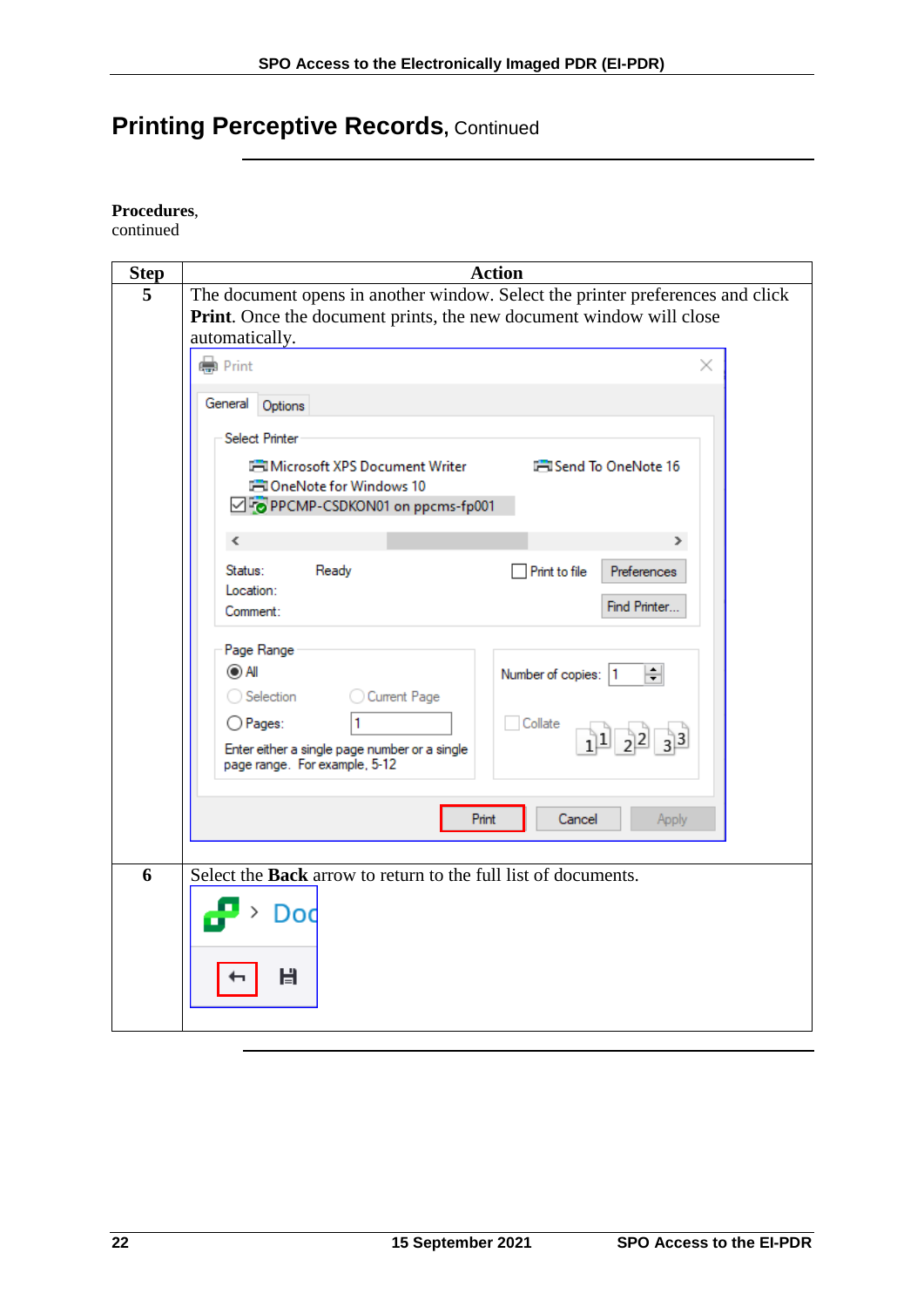# Printing Perceptive Records, Continued

**Procedures**, continued

| Step | Action |
|---|---|
| 5 | The document opens in another window. Select the printer preferences and click **Print**. Once the document prints, the new document window will close automatically. |
| 6 | Select the **Back** arrow to return to the full list of documents. |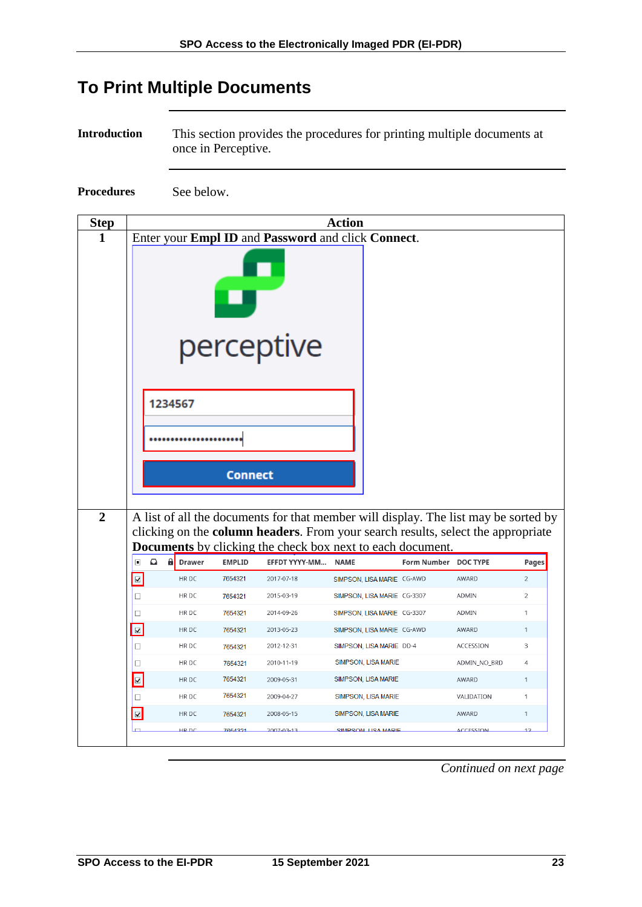# To Print Multiple Documents

**Introduction**

This section provides the procedures for printing multiple documents at once in Perceptive.

**Procedures**

See below.

| Step | Action |
|---|---|
| 1 | Enter your **Empl ID** and **Password** and click **Connect**. |
| 2 | A list of all the documents for that member will display. The list may be sorted by clicking on the **column headers**. From your search results, select the appropriate **Documents** by clicking the check box next to each document. |

*Continued on next page*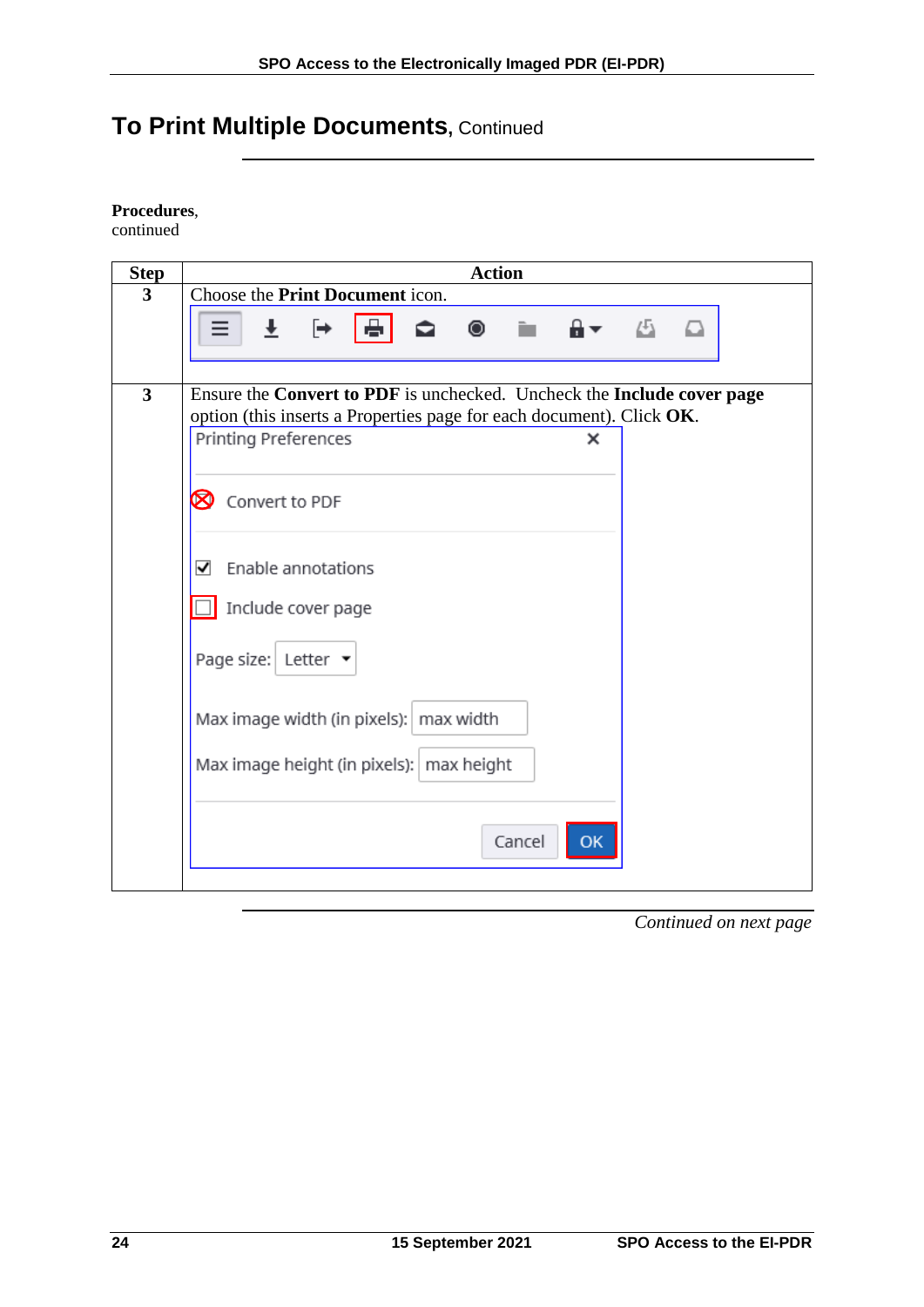# To Print Multiple Documents, Continued

**Procedures**, continued

| Step | Action |
|---|---|
| 3 | Choose the **Print Document** icon. |
| 3 | Ensure the **Convert to PDF** is unchecked. Uncheck the **Include cover page** option (this inserts a Properties page for each document). Click **OK**.<br><br>Printing Preferences<br>Convert to PDF<br>Enable annotations<br>Include cover page<br>Page size: Letter<br>Max image width (in pixels): max width<br>Max image height (in pixels): max height<br>Cancel OK |

*Continued on next page*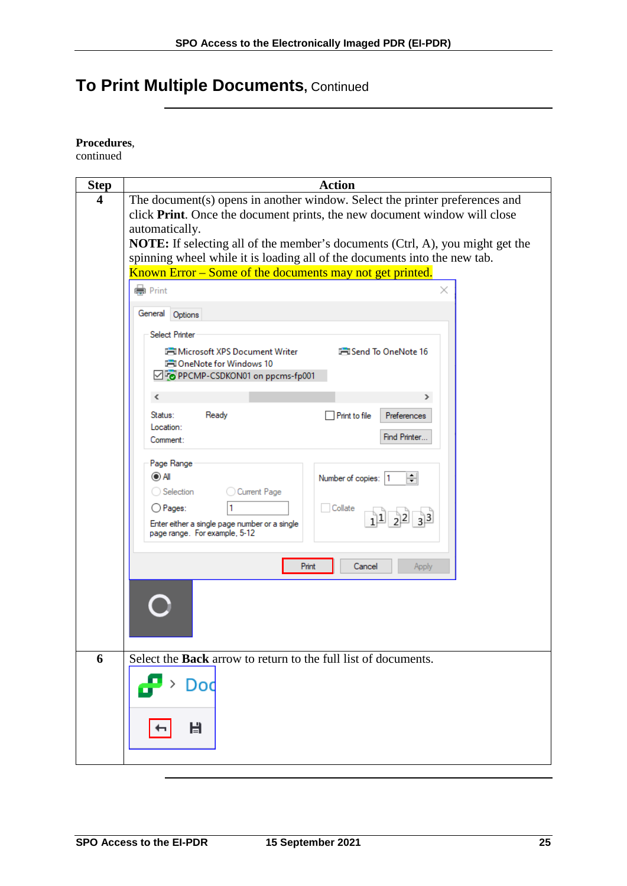# To Print Multiple Documents, Continued

**Procedures**, continued

| Step | Action |
|---|---|
| 4 | The document(s) opens in another window. Select the printer preferences and click **Print**. Once the document prints, the new document window will close automatically. **NOTE:** If selecting all of the member's documents (Ctrl, A), you might get the spinning wheel while it is loading all of the documents into the new tab. Known Error – Some of the documents may not get printed. |
| 6 | Select the **Back** arrow to return to the full list of documents. |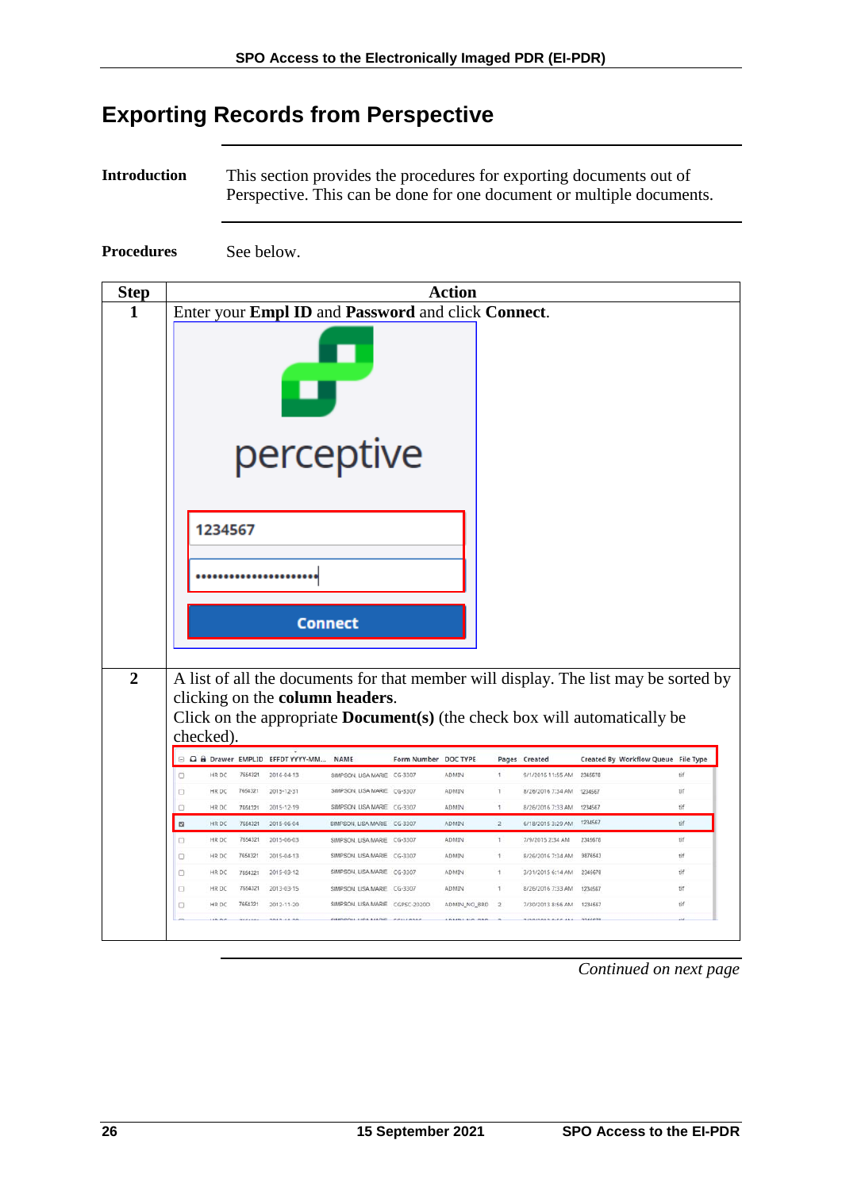# Exporting Records from Perspective

**Introduction**

This section provides the procedures for exporting documents out of Perspective. This can be done for one document or multiple documents.

**Procedures**

See below.

| Step | Action |
|---|---|
| 1 | Enter your **Empl ID** and **Password** and click **Connect**. |
| 2 | A list of all the documents for that member will display. The list may be sorted by clicking on the **column headers**.<br>Click on the appropriate **Document(s)** (the check box will automatically be checked). |

*Continued on next page*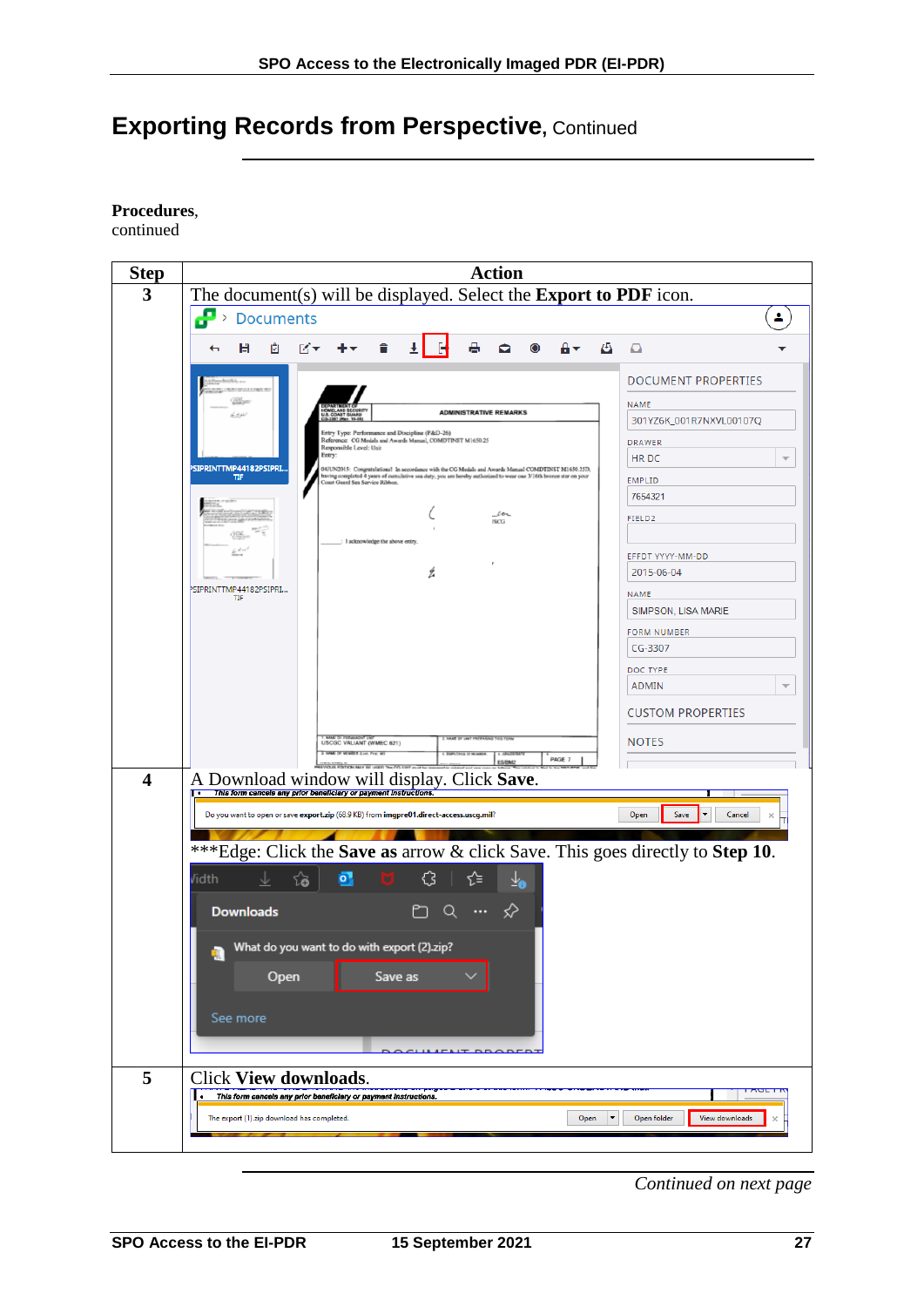# Exporting Records from Perspective, Continued

**Procedures**, continued

| Step | Action |
|---|---|
| 3 | The document(s) will be displayed. Select the **Export to PDF** icon. |
| 4 | A Download window will display. Click **Save**.<br><br>***Edge: Click the **Save as** arrow & click Save. This goes directly to **Step 10**. |
| 5 | Click **View downloads**. |

*Continued on next page*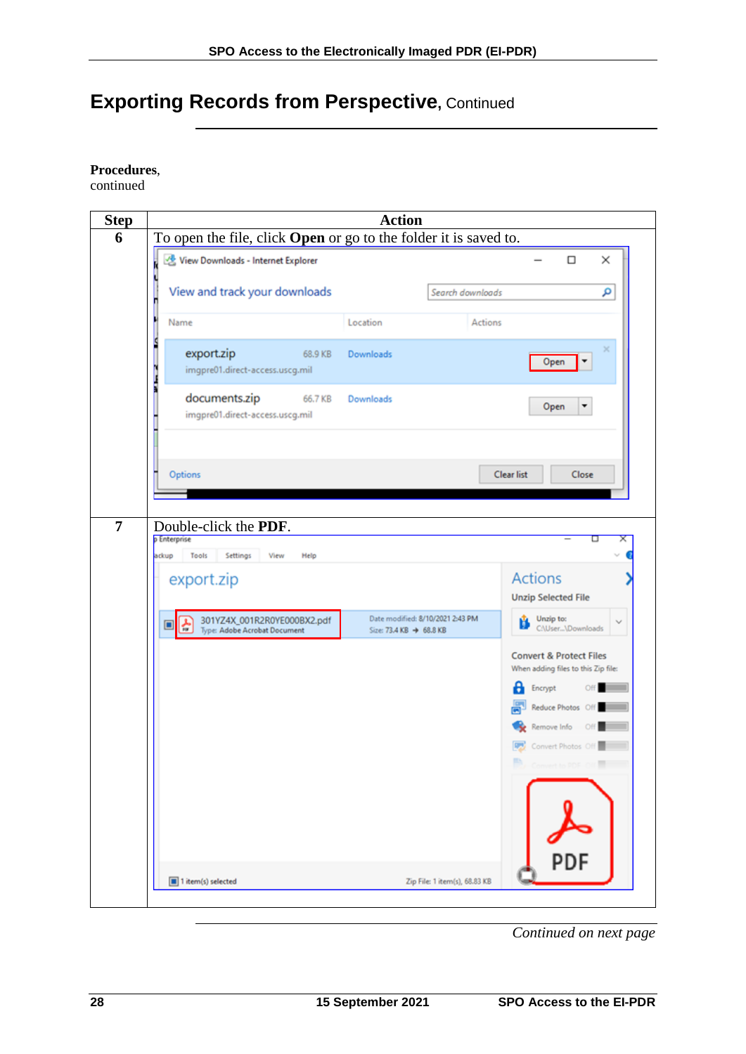## Exporting Records from Perspective, Continued

**Procedures**, continued

| Step | Action |
|---|---|
| 6 | To open the file, click **Open** or go to the folder it is saved to. |
| 7 | Double-click the **PDF**. |

*Continued on next page*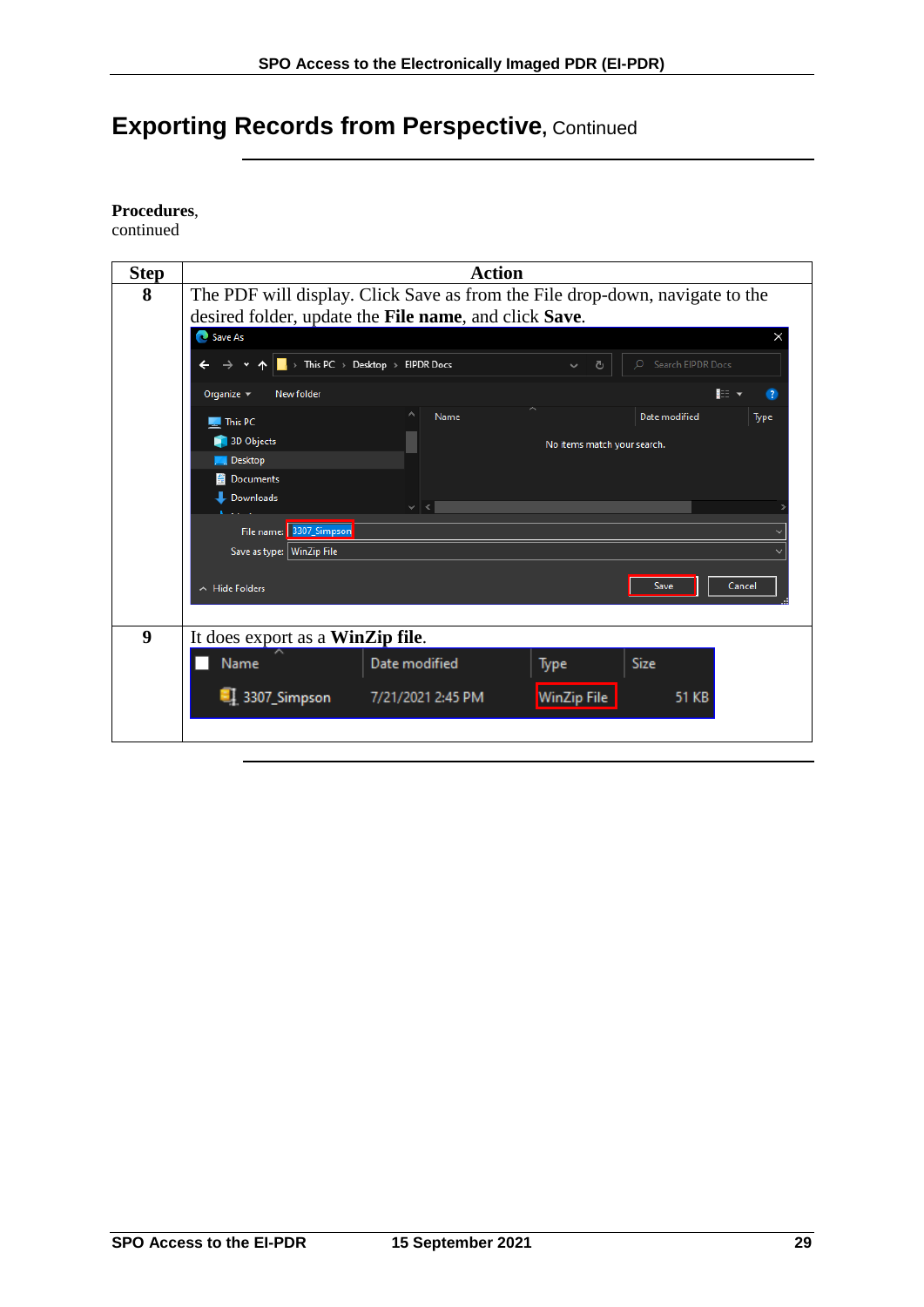# Exporting Records from Perspective, Continued

**Procedures**, continued

| Step | Action |
|---|---|
| **8** | The PDF will display. Click Save as from the File drop-down, navigate to the desired folder, update the **File name**, and click **Save**. |
| **9** | It does export as a **WinZip file**. |